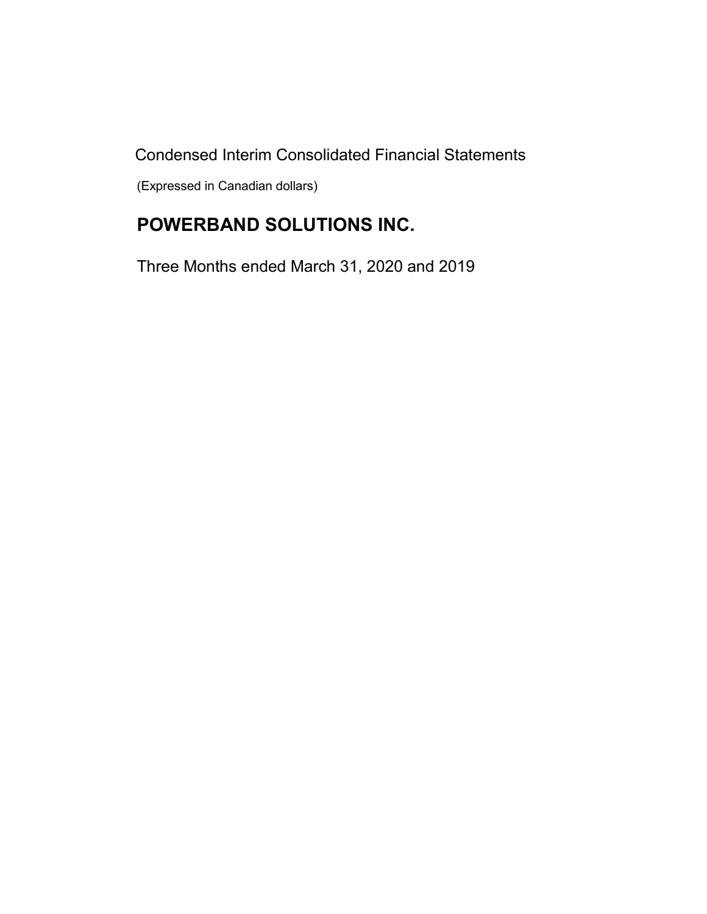Condensed Interim Consolidated Financial Statements

(Expressed in Canadian dollars)

# POWERBAND SOLUTIONS INC.

Three Months ended March 31, 2020 and 2019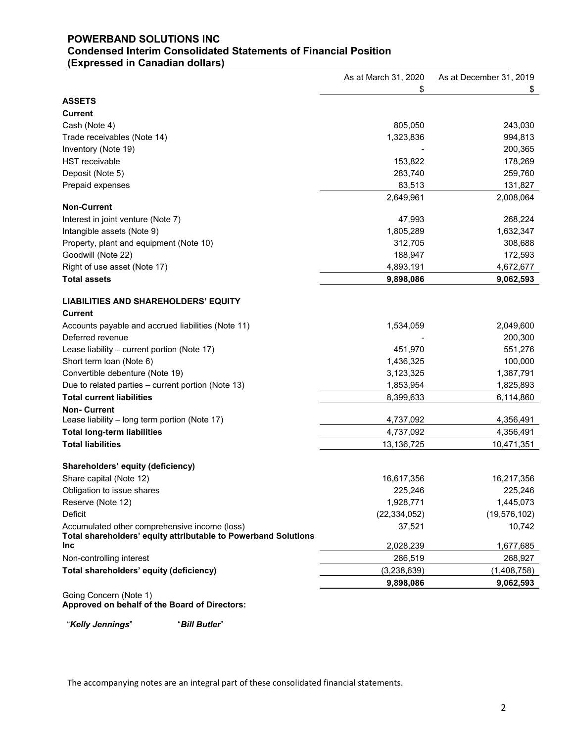# POWERBAND SOLUTIONS INC
## Condensed Interim Consolidated Statements of Financial Position
### (Expressed in Canadian dollars)

| | As at March 31, 2020 | As at December 31, 2019 |
|---|---|---|
| | $ | $ |
| **ASSETS** | | |
| **Current** | | |
| Cash (Note 4) | 805,050 | 243,030 |
| Trade receivables (Note 14) | 1,323,836 | 994,813 |
| Inventory (Note 19) | - | 200,365 |
| HST receivable | 153,822 | 178,269 |
| Deposit (Note 5) | 283,740 | 259,760 |
| Prepaid expenses | 83,513 | 131,827 |
| | 2,649,961 | 2,008,064 |
| **Non-Current** | | |
| Interest in joint venture (Note 7) | 47,993 | 268,224 |
| Intangible assets (Note 9) | 1,805,289 | 1,632,347 |
| Property, plant and equipment (Note 10) | 312,705 | 308,688 |
| Goodwill (Note 22) | 188,947 | 172,593 |
| Right of use asset (Note 17) | 4,893,191 | 4,672,677 |
| **Total assets** | **9,898,086** | **9,062,593** |
| | | |
| **LIABILITIES AND SHAREHOLDERS' EQUITY** | | |
| **Current** | | |
| Accounts payable and accrued liabilities (Note 11) | 1,534,059 | 2,049,600 |
| Deferred revenue | - | 200,300 |
| Lease liability – current portion (Note 17) | 451,970 | 551,276 |
| Short term loan (Note 6) | 1,436,325 | 100,000 |
| Convertible debenture (Note 19) | 3,123,325 | 1,387,791 |
| Due to related parties – current portion (Note 13) | 1,853,954 | 1,825,893 |
| **Total current liabilities** | 8,399,633 | 6,114,860 |
| **Non- Current** | | |
| Lease liability – long term portion (Note 17) | 4,737,092 | 4,356,491 |
| **Total long-term liabilities** | 4,737,092 | 4,356,491 |
| **Total liabilities** | 13,136,725 | 10,471,351 |
| | | |
| **Shareholders' equity (deficiency)** | | |
| Share capital (Note 12) | 16,617,356 | 16,217,356 |
| Obligation to issue shares | 225,246 | 225,246 |
| Reserve (Note 12) | 1,928,771 | 1,445,073 |
| Deficit | (22,334,052) | (19,576,102) |
| Accumulated other comprehensive income (loss) | 37,521 | 10,742 |
| **Total shareholders' equity attributable to Powerband Solutions Inc** | 2,028,239 | 1,677,685 |
| Non-controlling interest | 286,519 | 268,927 |
| **Total shareholders' equity (deficiency)** | (3,238,639) | (1,408,758) |
| | **9,898,086** | **9,062,593** |

Going Concern (Note 1)

**Approved on behalf of the Board of Directors:**

"***Kelly Jennings***" "***Bill Butler***"

The accompanying notes are an integral part of these consolidated financial statements.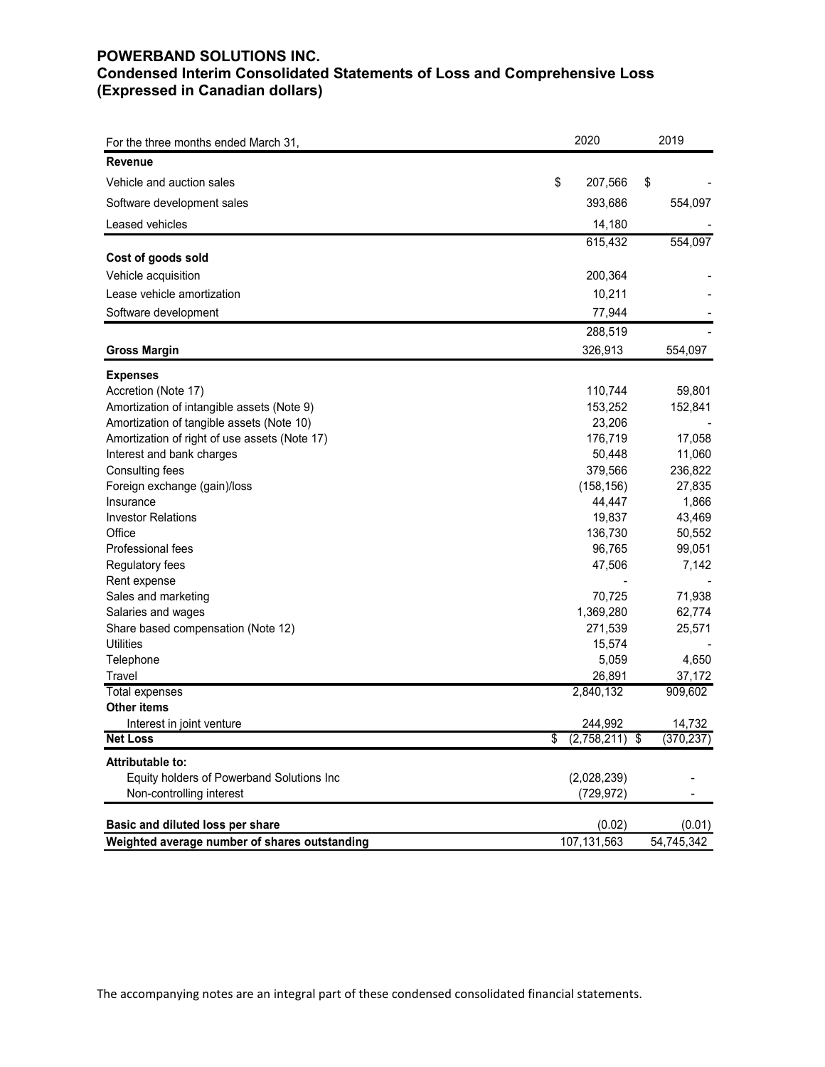# POWERBAND SOLUTIONS INC.
## Condensed Interim Consolidated Statements of Loss and Comprehensive Loss
## (Expressed in Canadian dollars)

| For the three months ended March 31, | 2020 | 2019 |
|---|---|---|
| **Revenue** | | |
| Vehicle and auction sales | $ 207,566 | $ - |
| Software development sales | 393,686 | 554,097 |
| Leased vehicles | 14,180 | - |
| | 615,432 | 554,097 |
| **Cost of goods sold** | | |
| Vehicle acquisition | 200,364 | - |
| Lease vehicle amortization | 10,211 | - |
| Software development | 77,944 | - |
| | 288,519 | - |
| **Gross Margin** | 326,913 | 554,097 |
| **Expenses** | | |
| Accretion (Note 17) | 110,744 | 59,801 |
| Amortization of intangible assets (Note 9) | 153,252 | 152,841 |
| Amortization of tangible assets (Note 10) | 23,206 | - |
| Amortization of right of use assets (Note 17) | 176,719 | 17,058 |
| Interest and bank charges | 50,448 | 11,060 |
| Consulting fees | 379,566 | 236,822 |
| Foreign exchange (gain)/loss | (158,156) | 27,835 |
| Insurance | 44,447 | 1,866 |
| Investor Relations | 19,837 | 43,469 |
| Office | 136,730 | 50,552 |
| Professional fees | 96,765 | 99,051 |
| Regulatory fees | 47,506 | 7,142 |
| Rent expense | - | - |
| Sales and marketing | 70,725 | 71,938 |
| Salaries and wages | 1,369,280 | 62,774 |
| Share based compensation (Note 12) | 271,539 | 25,571 |
| Utilities | 15,574 | - |
| Telephone | 5,059 | 4,650 |
| Travel | 26,891 | 37,172 |
| Total expenses | 2,840,132 | 909,602 |
| **Other items** | | |
| Interest in joint venture | 244,992 | 14,732 |
| **Net Loss** | $ (2,758,211) | $ (370,237) |
| **Attributable to:** | | |
| Equity holders of Powerband Solutions Inc | (2,028,239) | - |
| Non-controlling interest | (729,972) | - |
| **Basic and diluted loss per share** | (0.02) | (0.01) |
| **Weighted average number of shares outstanding** | 107,131,563 | 54,745,342 |

The accompanying notes are an integral part of these condensed consolidated financial statements.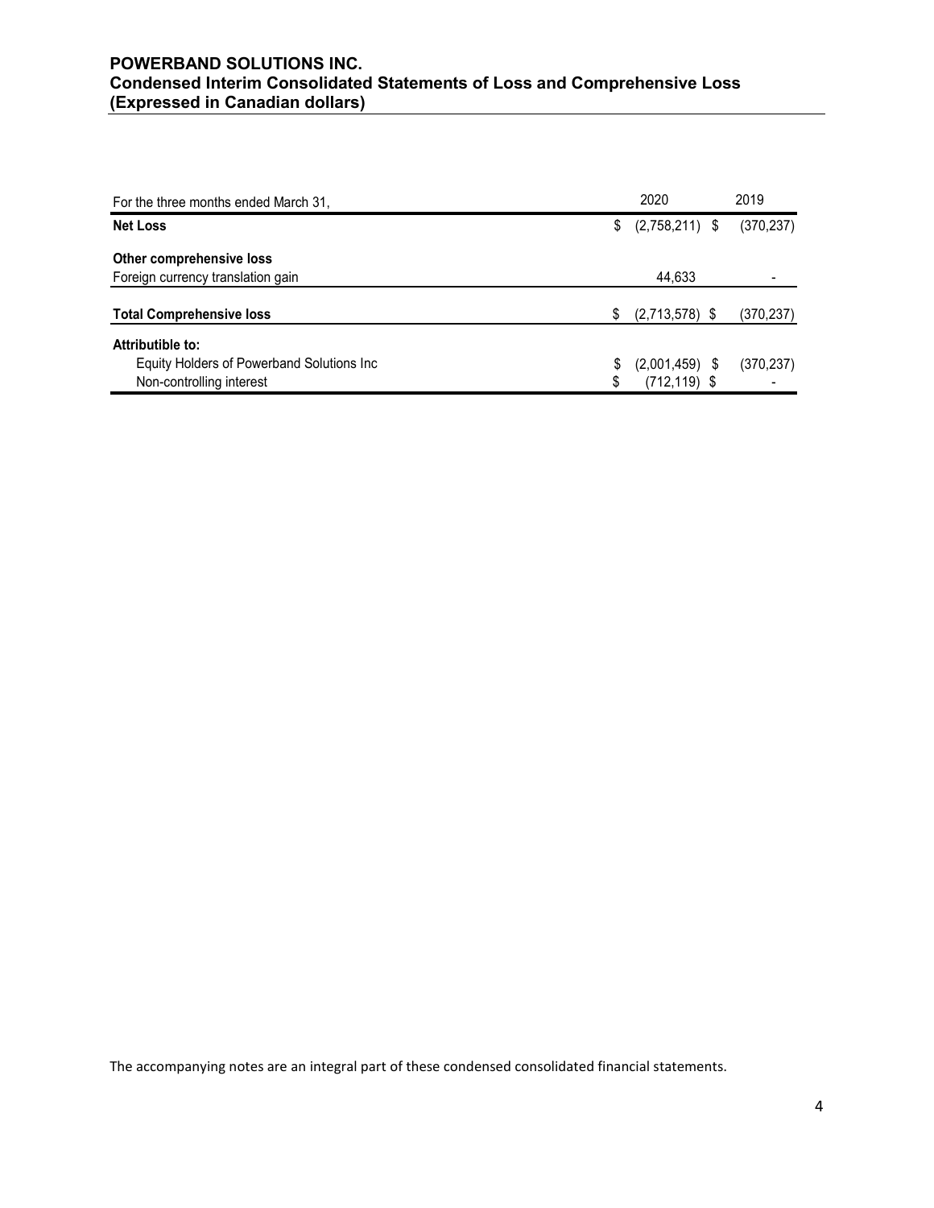**POWERBAND SOLUTIONS INC.**
**Condensed Interim Consolidated Statements of Loss and Comprehensive Loss**
**(Expressed in Canadian dollars)**

| For the three months ended March 31, | 2020 | 2019 |
|---|---|---|
| **Net Loss** | $ (2,758,211) | $ (370,237) |
| **Other comprehensive loss** | | |
| Foreign currency translation gain | 44,633 | - |
| **Total Comprehensive loss** | $ (2,713,578) | $ (370,237) |
| **Attributible to:** | | |
| Equity Holders of Powerband Solutions Inc | $ (2,001,459) | $ (370,237) |
| Non-controlling interest | $ (712,119) | $ - |

The accompanying notes are an integral part of these condensed consolidated financial statements.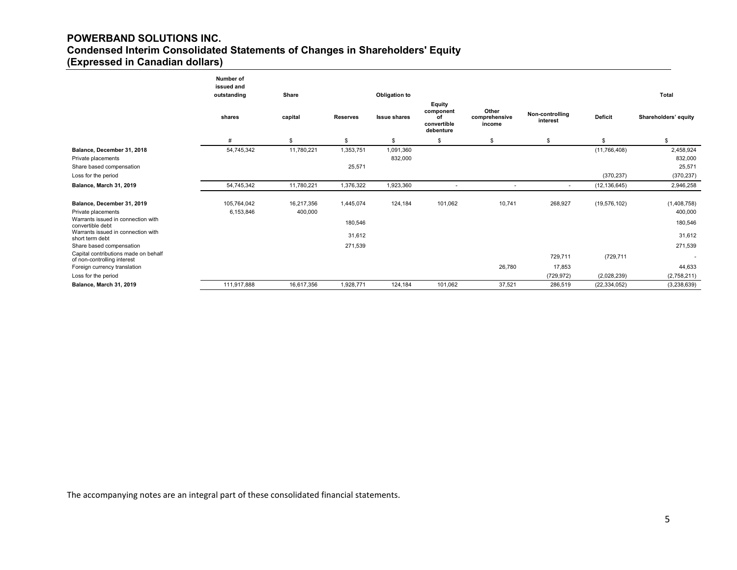# POWERBAND SOLUTIONS INC.
## Condensed Interim Consolidated Statements of Changes in Shareholders' Equity
## (Expressed in Canadian dollars)

| | Number of issued and outstanding shares | Share capital | Reserves | Obligation to Issue shares | Equity component of convertible debenture | Other comprehensive income | Non-controlling interest | Deficit | Total Shareholders' equity |
|---|---|---|---|---|---|---|---|---|---|
| | # | $ | $ | $ | $ | $ | $ | $ | $ |
| **Balance, December 31, 2018** | 54,745,342 | 11,780,221 | 1,353,751 | 1,091,360 | | | | (11,766,408) | 2,458,924 |
| Private placements | | | | 832,000 | | | | | 832,000 |
| Share based compensation | | | 25,571 | | | | | | 25,571 |
| Loss for the period | | | | | | | | (370,237) | (370,237) |
| **Balance, March 31, 2019** | 54,745,342 | 11,780,221 | 1,376,322 | 1,923,360 | - | - | - | (12,136,645) | 2,946,258 |
| | | | | | | | | | |
| **Balance, December 31, 2019** | 105,764,042 | 16,217,356 | 1,445,074 | 124,184 | 101,062 | 10,741 | 268,927 | (19,576,102) | (1,408,758) |
| Private placements | 6,153,846 | 400,000 | | | | | | | 400,000 |
| Warrants issued in connection with convertible debt | | | 180,546 | | | | | | 180,546 |
| Warrants issued in connection with short term debt | | | 31,612 | | | | | | 31,612 |
| Share based compensation | | | 271,539 | | | | | | 271,539 |
| Capital contributions made on behalf of non-controlling interest | | | | | | | 729,711 | (729,711 | - |
| Foreign currency translation | | | | | | 26,780 | 17,853 | | 44,633 |
| Loss for the period | | | | | | | (729,972) | (2,028,239) | (2,758,211) |
| **Balance, March 31, 2019** | 111,917,888 | 16,617,356 | 1,928,771 | 124,184 | 101,062 | 37,521 | 286,519 | (22,334,052) | (3,238,639) |

The accompanying notes are an integral part of these consolidated financial statements.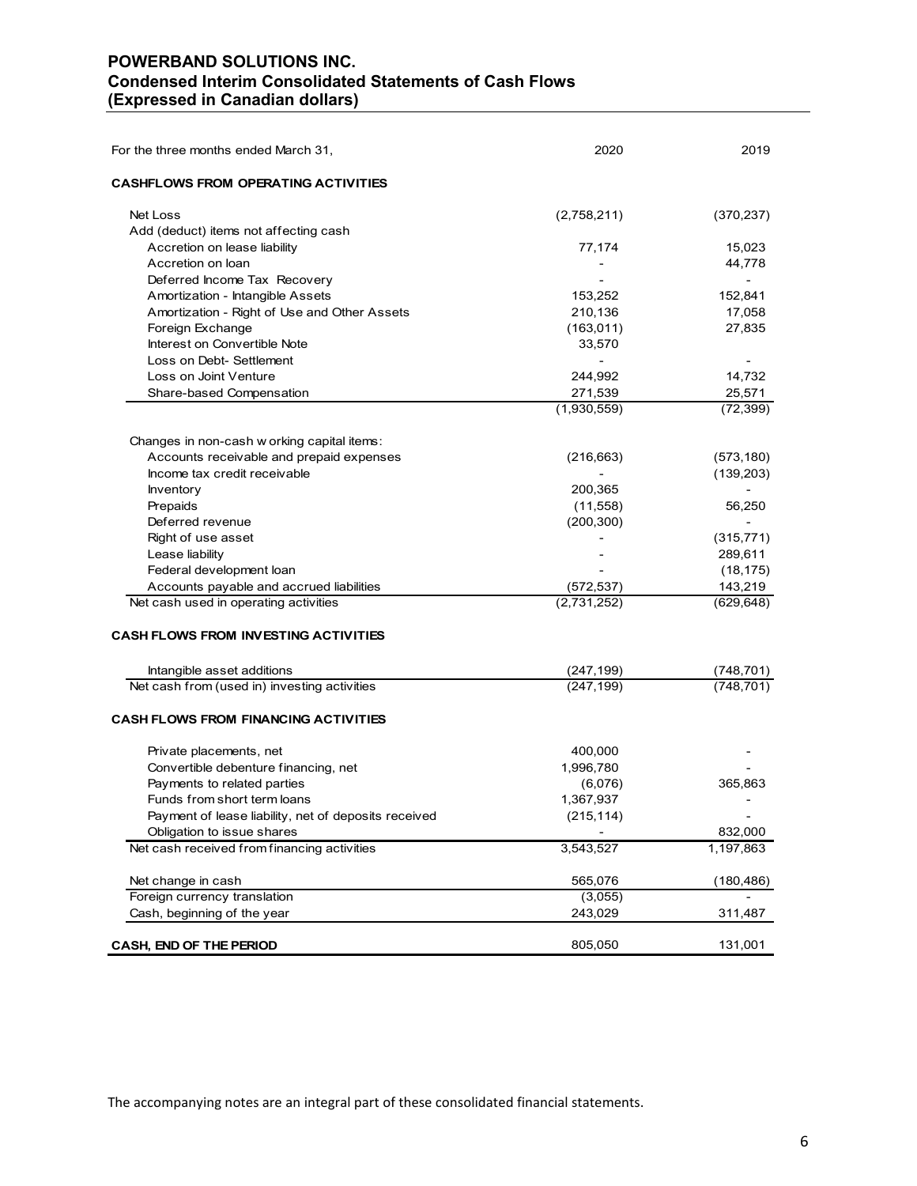# POWERBAND SOLUTIONS INC.
## Condensed Interim Consolidated Statements of Cash Flows
## (Expressed in Canadian dollars)

| For the three months ended March 31, | 2020 | 2019 |
|---|---|---|
| **CASHFLOWS FROM OPERATING ACTIVITIES** | | |
| Net Loss | (2,758,211) | (370,237) |
| Add (deduct) items not affecting cash | | |
| Accretion on lease liability | 77,174 | 15,023 |
| Accretion on loan | - | 44,778 |
| Deferred Income Tax Recovery | - | - |
| Amortization - Intangible Assets | 153,252 | 152,841 |
| Amortization - Right of Use and Other Assets | 210,136 | 17,058 |
| Foreign Exchange | (163,011) | 27,835 |
| Interest on Convertible Note | 33,570 | |
| Loss on Debt- Settlement | - | - |
| Loss on Joint Venture | 244,992 | 14,732 |
| Share-based Compensation | 271,539 | 25,571 |
| | (1,930,559) | (72,399) |
| Changes in non-cash working capital items: | | |
| Accounts receivable and prepaid expenses | (216,663) | (573,180) |
| Income tax credit receivable | - | (139,203) |
| Inventory | 200,365 | - |
| Prepaids | (11,558) | 56,250 |
| Deferred revenue | (200,300) | - |
| Right of use asset | - | (315,771) |
| Lease liability | - | 289,611 |
| Federal development loan | - | (18,175) |
| Accounts payable and accrued liabilities | (572,537) | 143,219 |
| Net cash used in operating activities | (2,731,252) | (629,648) |
| **CASH FLOWS FROM INVESTING ACTIVITIES** | | |
| Intangible asset additions | (247,199) | (748,701) |
| Net cash from (used in) investing activities | (247,199) | (748,701) |
| **CASH FLOWS FROM FINANCING ACTIVITIES** | | |
| Private placements, net | 400,000 | - |
| Convertible debenture financing, net | 1,996,780 | - |
| Payments to related parties | (6,076) | 365,863 |
| Funds from short term loans | 1,367,937 | - |
| Payment of lease liability, net of deposits received | (215,114) | - |
| Obligation to issue shares | - | 832,000 |
| Net cash received from financing activities | 3,543,527 | 1,197,863 |
| Net change in cash | 565,076 | (180,486) |
| Foreign currency translation | (3,055) | - |
| Cash, beginning of the year | 243,029 | 311,487 |
| **CASH, END OF THE PERIOD** | 805,050 | 131,001 |

The accompanying notes are an integral part of these consolidated financial statements.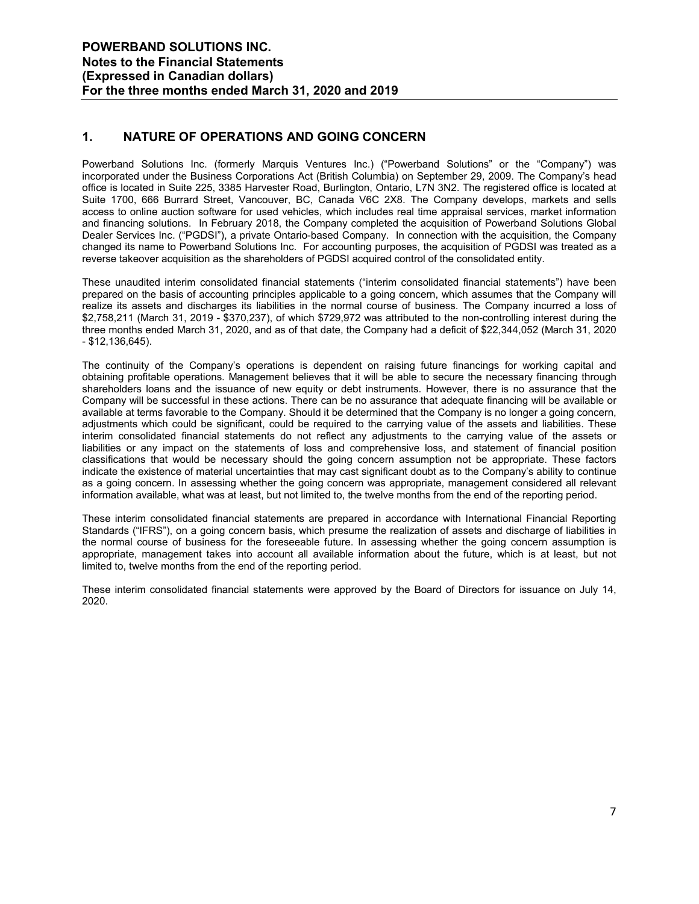## 1. NATURE OF OPERATIONS AND GOING CONCERN

Powerband Solutions Inc. (formerly Marquis Ventures Inc.) ("Powerband Solutions" or the "Company") was incorporated under the Business Corporations Act (British Columbia) on September 29, 2009. The Company's head office is located in Suite 225, 3385 Harvester Road, Burlington, Ontario, L7N 3N2. The registered office is located at Suite 1700, 666 Burrard Street, Vancouver, BC, Canada V6C 2X8. The Company develops, markets and sells access to online auction software for used vehicles, which includes real time appraisal services, market information and financing solutions. In February 2018, the Company completed the acquisition of Powerband Solutions Global Dealer Services Inc. ("PGDSI"), a private Ontario-based Company. In connection with the acquisition, the Company changed its name to Powerband Solutions Inc. For accounting purposes, the acquisition of PGDSI was treated as a reverse takeover acquisition as the shareholders of PGDSI acquired control of the consolidated entity.

These unaudited interim consolidated financial statements ("interim consolidated financial statements") have been prepared on the basis of accounting principles applicable to a going concern, which assumes that the Company will realize its assets and discharges its liabilities in the normal course of business. The Company incurred a loss of $2,758,211 (March 31, 2019 - $370,237), of which $729,972 was attributed to the non-controlling interest during the three months ended March 31, 2020, and as of that date, the Company had a deficit of $22,344,052 (March 31, 2020 - $12,136,645).

The continuity of the Company's operations is dependent on raising future financings for working capital and obtaining profitable operations. Management believes that it will be able to secure the necessary financing through shareholders loans and the issuance of new equity or debt instruments. However, there is no assurance that the Company will be successful in these actions. There can be no assurance that adequate financing will be available or available at terms favorable to the Company. Should it be determined that the Company is no longer a going concern, adjustments which could be significant, could be required to the carrying value of the assets and liabilities. These interim consolidated financial statements do not reflect any adjustments to the carrying value of the assets or liabilities or any impact on the statements of loss and comprehensive loss, and statement of financial position classifications that would be necessary should the going concern assumption not be appropriate. These factors indicate the existence of material uncertainties that may cast significant doubt as to the Company's ability to continue as a going concern. In assessing whether the going concern was appropriate, management considered all relevant information available, what was at least, but not limited to, the twelve months from the end of the reporting period.

These interim consolidated financial statements are prepared in accordance with International Financial Reporting Standards ("IFRS"), on a going concern basis, which presume the realization of assets and discharge of liabilities in the normal course of business for the foreseeable future. In assessing whether the going concern assumption is appropriate, management takes into account all available information about the future, which is at least, but not limited to, twelve months from the end of the reporting period.

These interim consolidated financial statements were approved by the Board of Directors for issuance on July 14, 2020.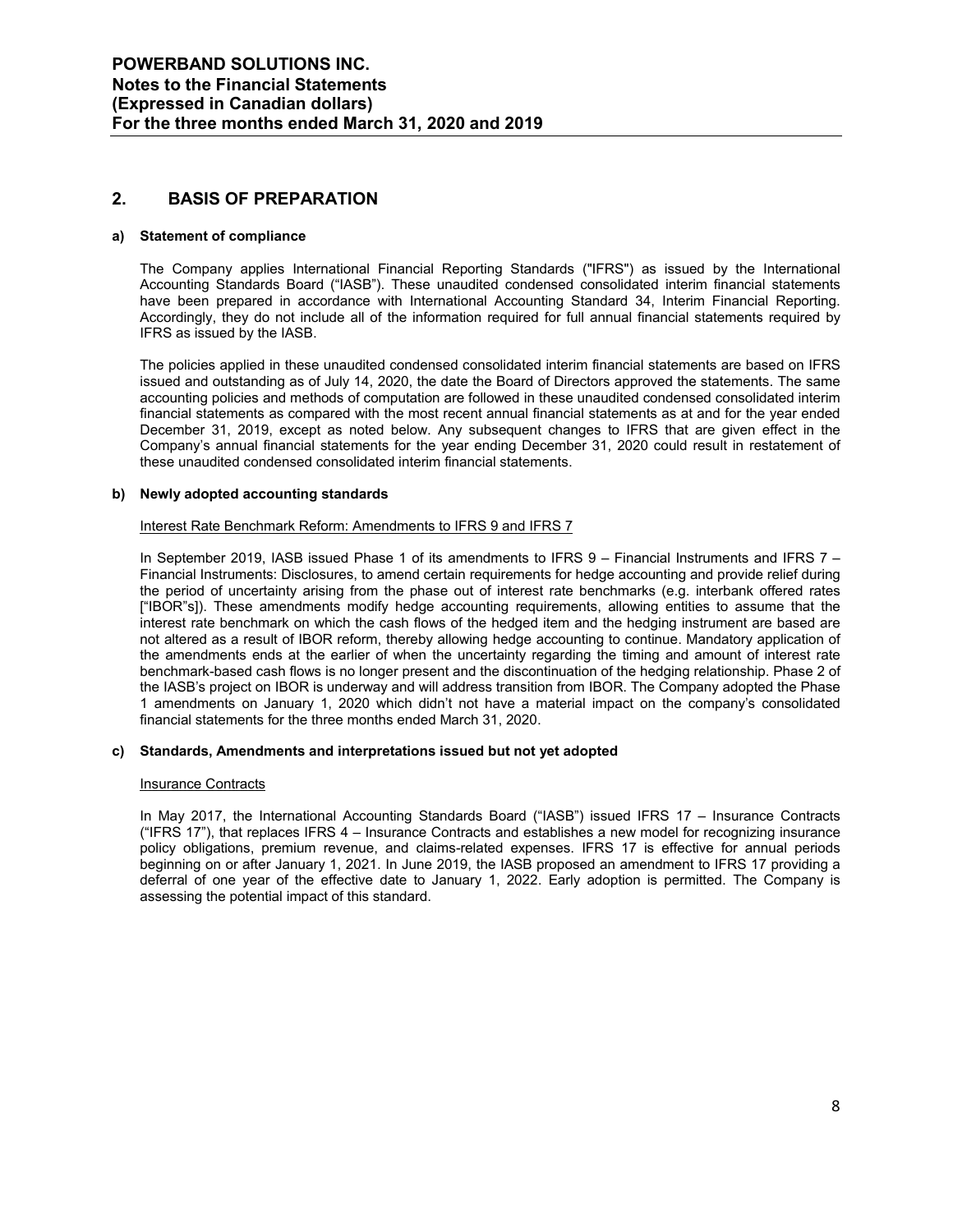## 2. BASIS OF PREPARATION

### a) Statement of compliance

The Company applies International Financial Reporting Standards ("IFRS") as issued by the International Accounting Standards Board ("IASB"). These unaudited condensed consolidated interim financial statements have been prepared in accordance with International Accounting Standard 34, Interim Financial Reporting. Accordingly, they do not include all of the information required for full annual financial statements required by IFRS as issued by the IASB.

The policies applied in these unaudited condensed consolidated interim financial statements are based on IFRS issued and outstanding as of July 14, 2020, the date the Board of Directors approved the statements. The same accounting policies and methods of computation are followed in these unaudited condensed consolidated interim financial statements as compared with the most recent annual financial statements as at and for the year ended December 31, 2019, except as noted below. Any subsequent changes to IFRS that are given effect in the Company's annual financial statements for the year ending December 31, 2020 could result in restatement of these unaudited condensed consolidated interim financial statements.

### b) Newly adopted accounting standards

Interest Rate Benchmark Reform: Amendments to IFRS 9 and IFRS 7

In September 2019, IASB issued Phase 1 of its amendments to IFRS 9 – Financial Instruments and IFRS 7 – Financial Instruments: Disclosures, to amend certain requirements for hedge accounting and provide relief during the period of uncertainty arising from the phase out of interest rate benchmarks (e.g. interbank offered rates ["IBOR"s]). These amendments modify hedge accounting requirements, allowing entities to assume that the interest rate benchmark on which the cash flows of the hedged item and the hedging instrument are based are not altered as a result of IBOR reform, thereby allowing hedge accounting to continue. Mandatory application of the amendments ends at the earlier of when the uncertainty regarding the timing and amount of interest rate benchmark-based cash flows is no longer present and the discontinuation of the hedging relationship. Phase 2 of the IASB's project on IBOR is underway and will address transition from IBOR. The Company adopted the Phase 1 amendments on January 1, 2020 which didn't not have a material impact on the company's consolidated financial statements for the three months ended March 31, 2020.

### c) Standards, Amendments and interpretations issued but not yet adopted

Insurance Contracts

In May 2017, the International Accounting Standards Board ("IASB") issued IFRS 17 – Insurance Contracts ("IFRS 17"), that replaces IFRS 4 – Insurance Contracts and establishes a new model for recognizing insurance policy obligations, premium revenue, and claims-related expenses. IFRS 17 is effective for annual periods beginning on or after January 1, 2021. In June 2019, the IASB proposed an amendment to IFRS 17 providing a deferral of one year of the effective date to January 1, 2022. Early adoption is permitted. The Company is assessing the potential impact of this standard.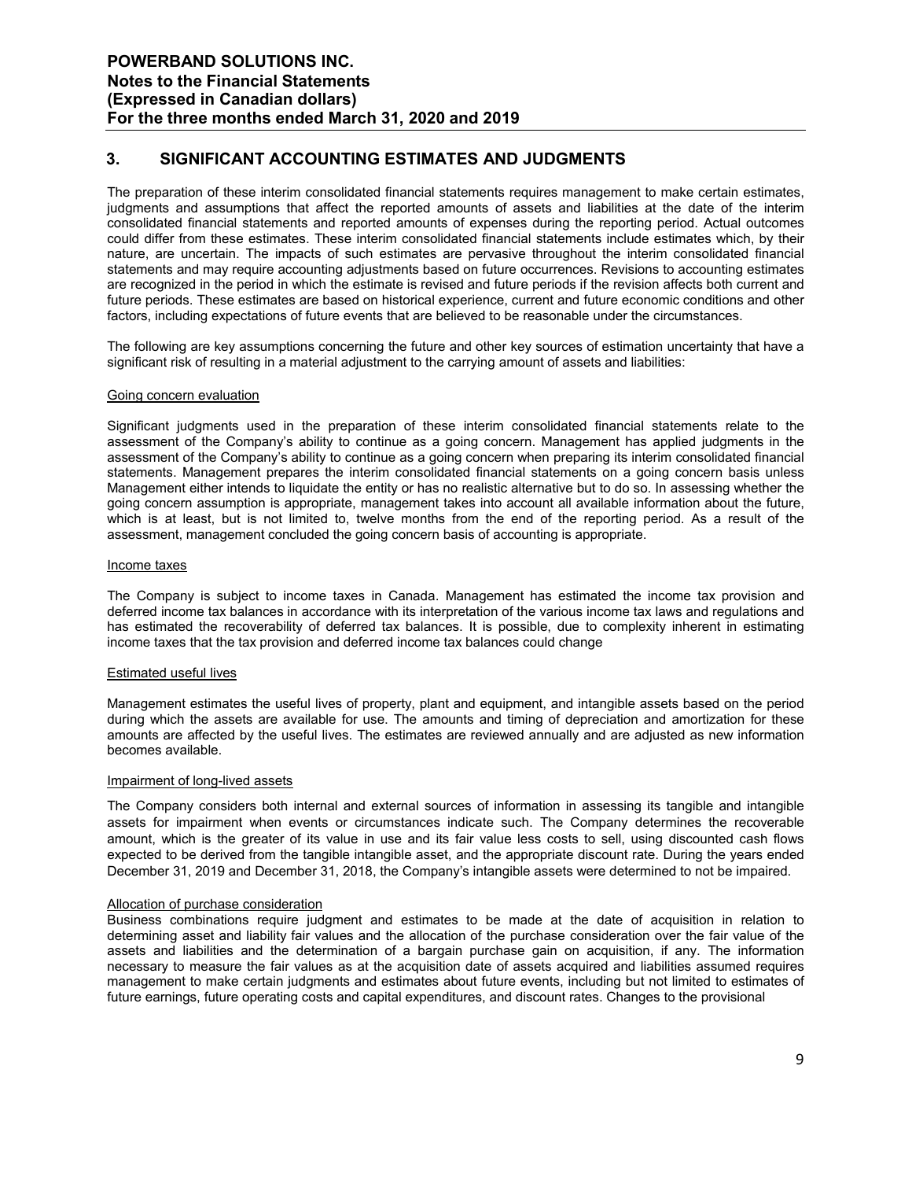## 3. SIGNIFICANT ACCOUNTING ESTIMATES AND JUDGMENTS

The preparation of these interim consolidated financial statements requires management to make certain estimates, judgments and assumptions that affect the reported amounts of assets and liabilities at the date of the interim consolidated financial statements and reported amounts of expenses during the reporting period. Actual outcomes could differ from these estimates. These interim consolidated financial statements include estimates which, by their nature, are uncertain. The impacts of such estimates are pervasive throughout the interim consolidated financial statements and may require accounting adjustments based on future occurrences. Revisions to accounting estimates are recognized in the period in which the estimate is revised and future periods if the revision affects both current and future periods. These estimates are based on historical experience, current and future economic conditions and other factors, including expectations of future events that are believed to be reasonable under the circumstances.

The following are key assumptions concerning the future and other key sources of estimation uncertainty that have a significant risk of resulting in a material adjustment to the carrying amount of assets and liabilities:

Going concern evaluation

Significant judgments used in the preparation of these interim consolidated financial statements relate to the assessment of the Company's ability to continue as a going concern. Management has applied judgments in the assessment of the Company's ability to continue as a going concern when preparing its interim consolidated financial statements. Management prepares the interim consolidated financial statements on a going concern basis unless Management either intends to liquidate the entity or has no realistic alternative but to do so. In assessing whether the going concern assumption is appropriate, management takes into account all available information about the future, which is at least, but is not limited to, twelve months from the end of the reporting period. As a result of the assessment, management concluded the going concern basis of accounting is appropriate.

Income taxes

The Company is subject to income taxes in Canada. Management has estimated the income tax provision and deferred income tax balances in accordance with its interpretation of the various income tax laws and regulations and has estimated the recoverability of deferred tax balances. It is possible, due to complexity inherent in estimating income taxes that the tax provision and deferred income tax balances could change

Estimated useful lives

Management estimates the useful lives of property, plant and equipment, and intangible assets based on the period during which the assets are available for use. The amounts and timing of depreciation and amortization for these amounts are affected by the useful lives. The estimates are reviewed annually and are adjusted as new information becomes available.

Impairment of long-lived assets

The Company considers both internal and external sources of information in assessing its tangible and intangible assets for impairment when events or circumstances indicate such. The Company determines the recoverable amount, which is the greater of its value in use and its fair value less costs to sell, using discounted cash flows expected to be derived from the tangible intangible asset, and the appropriate discount rate. During the years ended December 31, 2019 and December 31, 2018, the Company's intangible assets were determined to not be impaired.

Allocation of purchase consideration

Business combinations require judgment and estimates to be made at the date of acquisition in relation to determining asset and liability fair values and the allocation of the purchase consideration over the fair value of the assets and liabilities and the determination of a bargain purchase gain on acquisition, if any. The information necessary to measure the fair values as at the acquisition date of assets acquired and liabilities assumed requires management to make certain judgments and estimates about future events, including but not limited to estimates of future earnings, future operating costs and capital expenditures, and discount rates. Changes to the provisional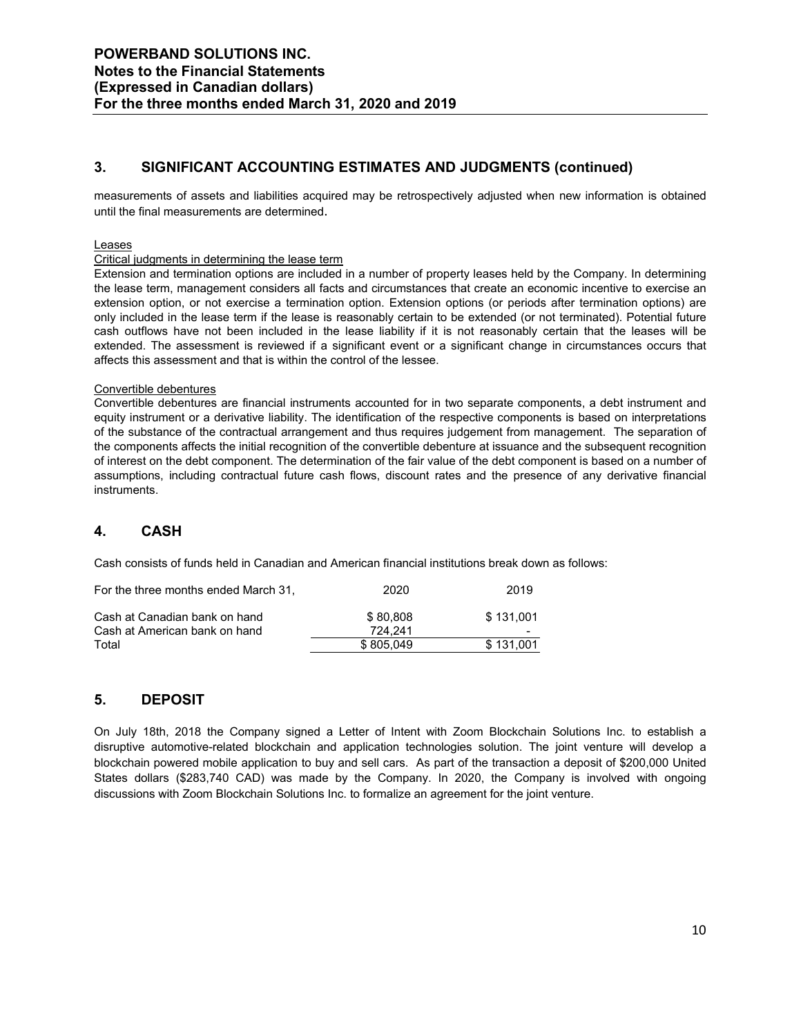## 3. SIGNIFICANT ACCOUNTING ESTIMATES AND JUDGMENTS (continued)

measurements of assets and liabilities acquired may be retrospectively adjusted when new information is obtained until the final measurements are determined.

Leases

Critical judgments in determining the lease term

Extension and termination options are included in a number of property leases held by the Company. In determining the lease term, management considers all facts and circumstances that create an economic incentive to exercise an extension option, or not exercise a termination option. Extension options (or periods after termination options) are only included in the lease term if the lease is reasonably certain to be extended (or not terminated). Potential future cash outflows have not been included in the lease liability if it is not reasonably certain that the leases will be extended. The assessment is reviewed if a significant event or a significant change in circumstances occurs that affects this assessment and that is within the control of the lessee.

Convertible debentures

Convertible debentures are financial instruments accounted for in two separate components, a debt instrument and equity instrument or a derivative liability. The identification of the respective components is based on interpretations of the substance of the contractual arrangement and thus requires judgement from management. The separation of the components affects the initial recognition of the convertible debenture at issuance and the subsequent recognition of interest on the debt component. The determination of the fair value of the debt component is based on a number of assumptions, including contractual future cash flows, discount rates and the presence of any derivative financial instruments.

## 4. CASH

Cash consists of funds held in Canadian and American financial institutions break down as follows:

| For the three months ended March 31, | 2020 | 2019 |
|---|---|---|
| Cash at Canadian bank on hand | $ 80,808 | $ 131,001 |
| Cash at American bank on hand | 724,241 | - |
| Total | $ 805,049 | $ 131,001 |

## 5. DEPOSIT

On July 18th, 2018 the Company signed a Letter of Intent with Zoom Blockchain Solutions Inc. to establish a disruptive automotive-related blockchain and application technologies solution. The joint venture will develop a blockchain powered mobile application to buy and sell cars. As part of the transaction a deposit of $200,000 United States dollars ($283,740 CAD) was made by the Company. In 2020, the Company is involved with ongoing discussions with Zoom Blockchain Solutions Inc. to formalize an agreement for the joint venture.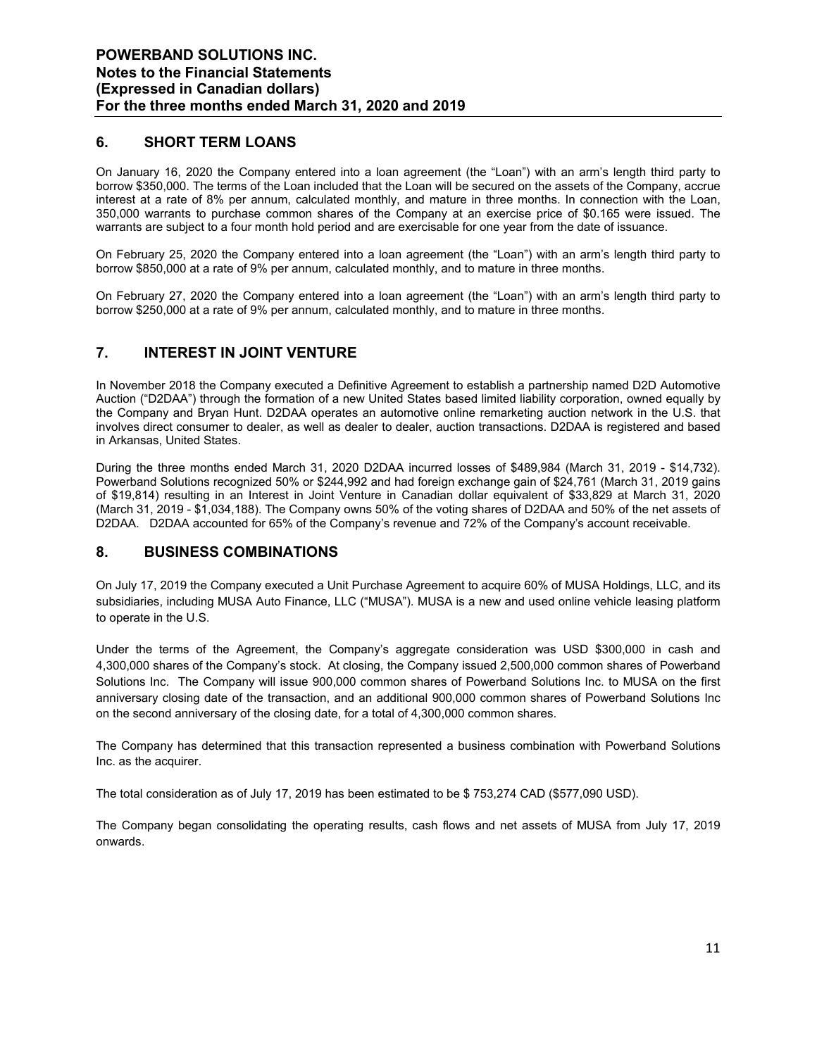## 6. SHORT TERM LOANS

On January 16, 2020 the Company entered into a loan agreement (the "Loan") with an arm's length third party to borrow \$350,000. The terms of the Loan included that the Loan will be secured on the assets of the Company, accrue interest at a rate of 8% per annum, calculated monthly, and mature in three months. In connection with the Loan, 350,000 warrants to purchase common shares of the Company at an exercise price of \$0.165 were issued. The warrants are subject to a four month hold period and are exercisable for one year from the date of issuance.

On February 25, 2020 the Company entered into a loan agreement (the "Loan") with an arm's length third party to borrow \$850,000 at a rate of 9% per annum, calculated monthly, and to mature in three months.

On February 27, 2020 the Company entered into a loan agreement (the "Loan") with an arm's length third party to borrow \$250,000 at a rate of 9% per annum, calculated monthly, and to mature in three months.

## 7. INTEREST IN JOINT VENTURE

In November 2018 the Company executed a Definitive Agreement to establish a partnership named D2D Automotive Auction ("D2DAA") through the formation of a new United States based limited liability corporation, owned equally by the Company and Bryan Hunt. D2DAA operates an automotive online remarketing auction network in the U.S. that involves direct consumer to dealer, as well as dealer to dealer, auction transactions. D2DAA is registered and based in Arkansas, United States.

During the three months ended March 31, 2020 D2DAA incurred losses of \$489,984 (March 31, 2019 - \$14,732). Powerband Solutions recognized 50% or \$244,992 and had foreign exchange gain of \$24,761 (March 31, 2019 gains of \$19,814) resulting in an Interest in Joint Venture in Canadian dollar equivalent of \$33,829 at March 31, 2020 (March 31, 2019 - \$1,034,188). The Company owns 50% of the voting shares of D2DAA and 50% of the net assets of D2DAA. D2DAA accounted for 65% of the Company's revenue and 72% of the Company's account receivable.

## 8. BUSINESS COMBINATIONS

On July 17, 2019 the Company executed a Unit Purchase Agreement to acquire 60% of MUSA Holdings, LLC, and its subsidiaries, including MUSA Auto Finance, LLC ("MUSA"). MUSA is a new and used online vehicle leasing platform to operate in the U.S.

Under the terms of the Agreement, the Company's aggregate consideration was USD \$300,000 in cash and 4,300,000 shares of the Company's stock. At closing, the Company issued 2,500,000 common shares of Powerband Solutions Inc. The Company will issue 900,000 common shares of Powerband Solutions Inc. to MUSA on the first anniversary closing date of the transaction, and an additional 900,000 common shares of Powerband Solutions Inc on the second anniversary of the closing date, for a total of 4,300,000 common shares.

The Company has determined that this transaction represented a business combination with Powerband Solutions Inc. as the acquirer.

The total consideration as of July 17, 2019 has been estimated to be \$ 753,274 CAD (\$577,090 USD).

The Company began consolidating the operating results, cash flows and net assets of MUSA from July 17, 2019 onwards.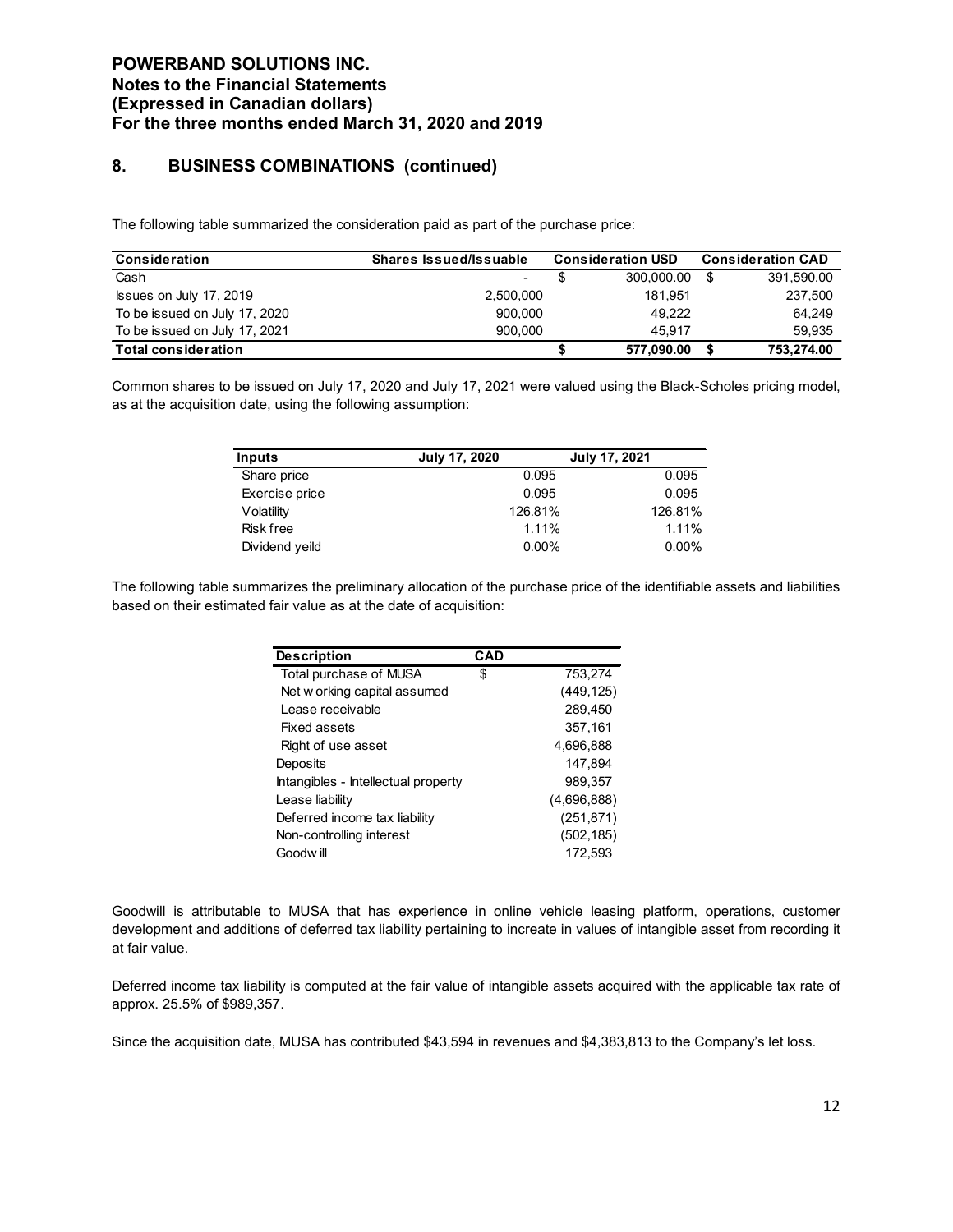## 8. BUSINESS COMBINATIONS (continued)

The following table summarized the consideration paid as part of the purchase price:

| Consideration | Shares Issued/Issuable | Consideration USD | Consideration CAD |
|---|---|---|---|
| Cash | - | $ 300,000.00 | $ 391,590.00 |
| Issues on July 17, 2019 | 2,500,000 | 181,951 | 237,500 |
| To be issued on July 17, 2020 | 900,000 | 49,222 | 64,249 |
| To be issued on July 17, 2021 | 900,000 | 45,917 | 59,935 |
| **Total consideration** | | **$ 577,090.00** | **$ 753,274.00** |

Common shares to be issued on July 17, 2020 and July 17, 2021 were valued using the Black-Scholes pricing model, as at the acquisition date, using the following assumption:

| Inputs | July 17, 2020 | July 17, 2021 |
|---|---|---|
| Share price | 0.095 | 0.095 |
| Exercise price | 0.095 | 0.095 |
| Volatility | 126.81% | 126.81% |
| Risk free | 1.11% | 1.11% |
| Dividend yeild | 0.00% | 0.00% |

The following table summarizes the preliminary allocation of the purchase price of the identifiable assets and liabilities based on their estimated fair value as at the date of acquisition:

| Description | CAD |
|---|---|
| Total purchase of MUSA | $ 753,274 |
| Net working capital assumed | (449,125) |
| Lease receivable | 289,450 |
| Fixed assets | 357,161 |
| Right of use asset | 4,696,888 |
| Deposits | 147,894 |
| Intangibles - Intellectual property | 989,357 |
| Lease liability | (4,696,888) |
| Deferred income tax liability | (251,871) |
| Non-controlling interest | (502,185) |
| Goodwill | 172,593 |

Goodwill is attributable to MUSA that has experience in online vehicle leasing platform, operations, customer development and additions of deferred tax liability pertaining to increate in values of intangible asset from recording it at fair value.

Deferred income tax liability is computed at the fair value of intangible assets acquired with the applicable tax rate of approx. 25.5% of $989,357.

Since the acquisition date, MUSA has contributed $43,594 in revenues and $4,383,813 to the Company's let loss.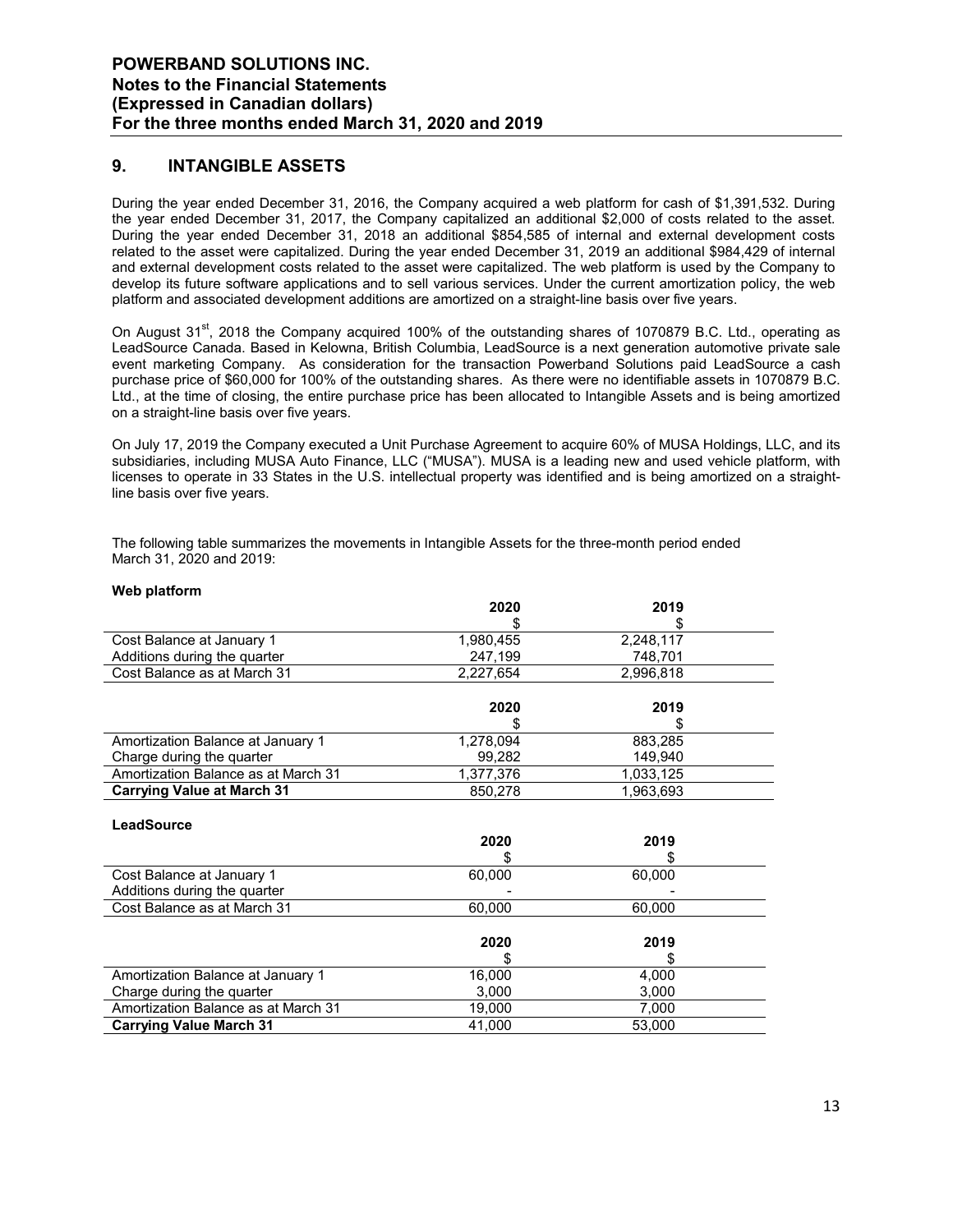## 9. INTANGIBLE ASSETS

During the year ended December 31, 2016, the Company acquired a web platform for cash of $1,391,532. During the year ended December 31, 2017, the Company capitalized an additional $2,000 of costs related to the asset. During the year ended December 31, 2018 an additional $854,585 of internal and external development costs related to the asset were capitalized. During the year ended December 31, 2019 an additional $984,429 of internal and external development costs related to the asset were capitalized. The web platform is used by the Company to develop its future software applications and to sell various services. Under the current amortization policy, the web platform and associated development additions are amortized on a straight-line basis over five years.

On August 31st, 2018 the Company acquired 100% of the outstanding shares of 1070879 B.C. Ltd., operating as LeadSource Canada. Based in Kelowna, British Columbia, LeadSource is a next generation automotive private sale event marketing Company. As consideration for the transaction Powerband Solutions paid LeadSource a cash purchase price of $60,000 for 100% of the outstanding shares. As there were no identifiable assets in 1070879 B.C. Ltd., at the time of closing, the entire purchase price has been allocated to Intangible Assets and is being amortized on a straight-line basis over five years.

On July 17, 2019 the Company executed a Unit Purchase Agreement to acquire 60% of MUSA Holdings, LLC, and its subsidiaries, including MUSA Auto Finance, LLC ("MUSA"). MUSA is a leading new and used vehicle platform, with licenses to operate in 33 States in the U.S. intellectual property was identified and is being amortized on a straight-line basis over five years.

The following table summarizes the movements in Intangible Assets for the three-month period ended March 31, 2020 and 2019:

**Web platform**

| | 2020 | 2019 |
|---|---|---|
| | $ | $ |
| Cost Balance at January 1 | 1,980,455 | 2,248,117 |
| Additions during the quarter | 247,199 | 748,701 |
| Cost Balance as at March 31 | 2,227,654 | 2,996,818 |

| | 2020 | 2019 |
|---|---|---|
| | $ | $ |
| Amortization Balance at January 1 | 1,278,094 | 883,285 |
| Charge during the quarter | 99,282 | 149,940 |
| Amortization Balance as at March 31 | 1,377,376 | 1,033,125 |
| **Carrying Value at March 31** | 850,278 | 1,963,693 |

**LeadSource**

| | 2020 | 2019 |
|---|---|---|
| | $ | $ |
| Cost Balance at January 1 | 60,000 | 60,000 |
| Additions during the quarter | - | - |
| Cost Balance as at March 31 | 60,000 | 60,000 |

| | 2020 | 2019 |
|---|---|---|
| | $ | $ |
| Amortization Balance at January 1 | 16,000 | 4,000 |
| Charge during the quarter | 3,000 | 3,000 |
| Amortization Balance as at March 31 | 19,000 | 7,000 |
| **Carrying Value March 31** | 41,000 | 53,000 |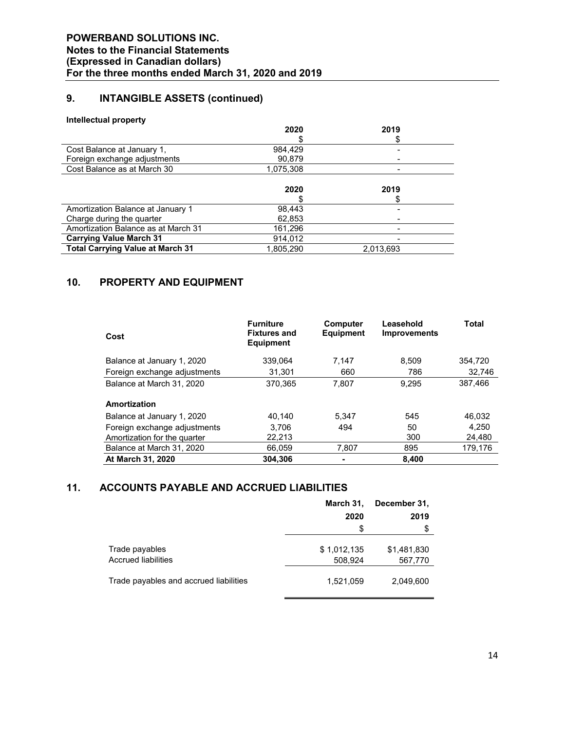## 9. INTANGIBLE ASSETS (continued)

**Intellectual property**

| | 2020 | 2019 |
|---|---|---|
| | $ | $ |
| Cost Balance at January 1, | 984,429 | - |
| Foreign exchange adjustments | 90,879 | - |
| Cost Balance as at March 30 | 1,075,308 | - |

| | 2020 | 2019 |
|---|---|---|
| | $ | $ |
| Amortization Balance at January 1 | 98,443 | - |
| Charge during the quarter | 62,853 | - |
| Amortization Balance as at March 31 | 161,296 | - |
| **Carrying Value March 31** | 914,012 | - |
| **Total Carrying Value at March 31** | 1,805,290 | 2,013,693 |

## 10. PROPERTY AND EQUIPMENT

| Cost | Furniture Fixtures and Equipment | Computer Equipment | Leasehold Improvements | Total |
|---|---|---|---|---|
| Balance at January 1, 2020 | 339,064 | 7,147 | 8,509 | 354,720 |
| Foreign exchange adjustments | 31,301 | 660 | 786 | 32,746 |
| Balance at March 31, 2020 | 370,365 | 7,807 | 9,295 | 387,466 |
| **Amortization** | | | | |
| Balance at January 1, 2020 | 40,140 | 5,347 | 545 | 46,032 |
| Foreign exchange adjustments | 3,706 | 494 | 50 | 4,250 |
| Amortization for the quarter | 22,213 | | 300 | 24,480 |
| Balance at March 31, 2020 | 66,059 | 7,807 | 895 | 179,176 |
| **At March 31, 2020** | **304,306** | **-** | **8,400** | |

## 11. ACCOUNTS PAYABLE AND ACCRUED LIABILITIES

| | March 31, 2020 | December 31, 2019 |
|---|---|---|
| | $ | $ |
| Trade payables | $ 1,012,135 | $1,481,830 |
| Accrued liabilities | 508,924 | 567,770 |
| Trade payables and accrued liabilities | 1,521,059 | 2,049,600 |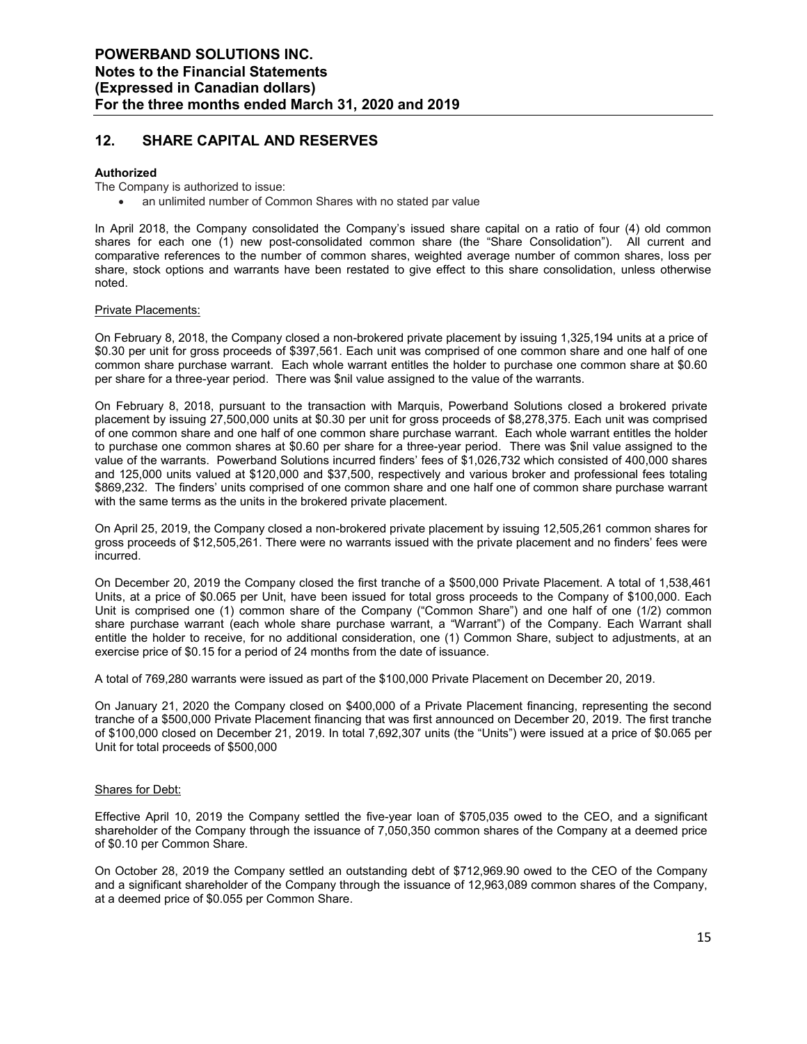## 12. SHARE CAPITAL AND RESERVES

**Authorized**

The Company is authorized to issue:

- an unlimited number of Common Shares with no stated par value

In April 2018, the Company consolidated the Company's issued share capital on a ratio of four (4) old common shares for each one (1) new post-consolidated common share (the "Share Consolidation"). All current and comparative references to the number of common shares, weighted average number of common shares, loss per share, stock options and warrants have been restated to give effect to this share consolidation, unless otherwise noted.

Private Placements:

On February 8, 2018, the Company closed a non-brokered private placement by issuing 1,325,194 units at a price of $0.30 per unit for gross proceeds of $397,561. Each unit was comprised of one common share and one half of one common share purchase warrant. Each whole warrant entitles the holder to purchase one common share at $0.60 per share for a three-year period. There was $nil value assigned to the value of the warrants.

On February 8, 2018, pursuant to the transaction with Marquis, Powerband Solutions closed a brokered private placement by issuing 27,500,000 units at $0.30 per unit for gross proceeds of $8,278,375. Each unit was comprised of one common share and one half of one common share purchase warrant. Each whole warrant entitles the holder to purchase one common shares at $0.60 per share for a three-year period. There was $nil value assigned to the value of the warrants. Powerband Solutions incurred finders' fees of $1,026,732 which consisted of 400,000 shares and 125,000 units valued at $120,000 and $37,500, respectively and various broker and professional fees totaling $869,232. The finders' units comprised of one common share and one half one of common share purchase warrant with the same terms as the units in the brokered private placement.

On April 25, 2019, the Company closed a non-brokered private placement by issuing 12,505,261 common shares for gross proceeds of $12,505,261. There were no warrants issued with the private placement and no finders' fees were incurred.

On December 20, 2019 the Company closed the first tranche of a $500,000 Private Placement. A total of 1,538,461 Units, at a price of $0.065 per Unit, have been issued for total gross proceeds to the Company of $100,000. Each Unit is comprised one (1) common share of the Company ("Common Share") and one half of one (1/2) common share purchase warrant (each whole share purchase warrant, a "Warrant") of the Company. Each Warrant shall entitle the holder to receive, for no additional consideration, one (1) Common Share, subject to adjustments, at an exercise price of $0.15 for a period of 24 months from the date of issuance.

A total of 769,280 warrants were issued as part of the $100,000 Private Placement on December 20, 2019.

On January 21, 2020 the Company closed on $400,000 of a Private Placement financing, representing the second tranche of a $500,000 Private Placement financing that was first announced on December 20, 2019. The first tranche of $100,000 closed on December 21, 2019. In total 7,692,307 units (the "Units") were issued at a price of $0.065 per Unit for total proceeds of $500,000

Shares for Debt:

Effective April 10, 2019 the Company settled the five-year loan of $705,035 owed to the CEO, and a significant shareholder of the Company through the issuance of 7,050,350 common shares of the Company at a deemed price of $0.10 per Common Share.

On October 28, 2019 the Company settled an outstanding debt of $712,969.90 owed to the CEO of the Company and a significant shareholder of the Company through the issuance of 12,963,089 common shares of the Company, at a deemed price of $0.055 per Common Share.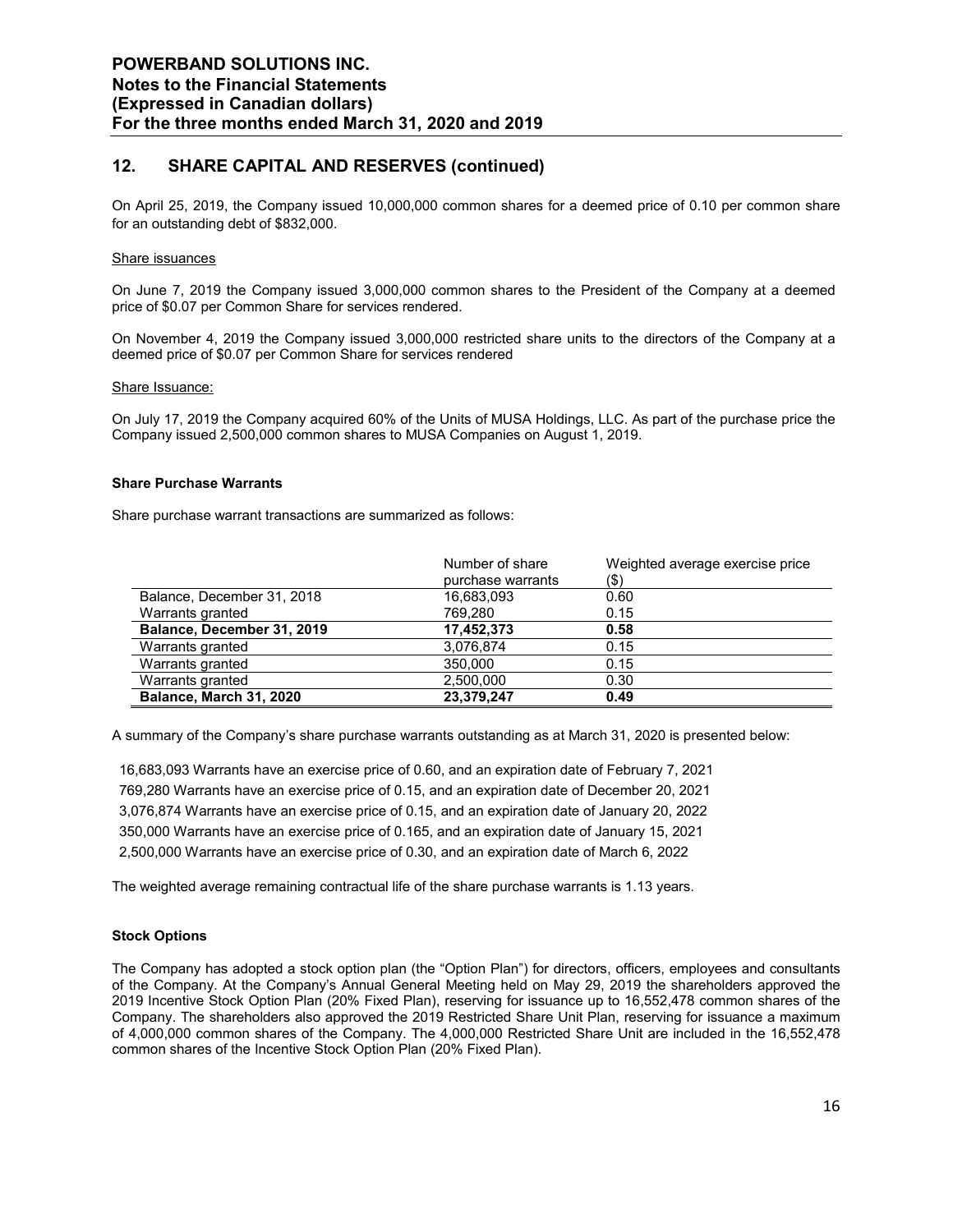## 12. SHARE CAPITAL AND RESERVES (continued)

On April 25, 2019, the Company issued 10,000,000 common shares for a deemed price of 0.10 per common share for an outstanding debt of $832,000.

Share issuances

On June 7, 2019 the Company issued 3,000,000 common shares to the President of the Company at a deemed price of $0.07 per Common Share for services rendered.

On November 4, 2019 the Company issued 3,000,000 restricted share units to the directors of the Company at a deemed price of $0.07 per Common Share for services rendered

Share Issuance:

On July 17, 2019 the Company acquired 60% of the Units of MUSA Holdings, LLC. As part of the purchase price the Company issued 2,500,000 common shares to MUSA Companies on August 1, 2019.

**Share Purchase Warrants**

Share purchase warrant transactions are summarized as follows:

| | Number of share purchase warrants | Weighted average exercise price ($) |
|---|---|---|
| Balance, December 31, 2018 | 16,683,093 | 0.60 |
| Warrants granted | 769,280 | 0.15 |
| **Balance, December 31, 2019** | **17,452,373** | **0.58** |
| Warrants granted | 3,076,874 | 0.15 |
| Warrants granted | 350,000 | 0.15 |
| Warrants granted | 2,500,000 | 0.30 |
| **Balance, March 31, 2020** | **23,379,247** | **0.49** |

A summary of the Company's share purchase warrants outstanding as at March 31, 2020 is presented below:

16,683,093 Warrants have an exercise price of 0.60, and an expiration date of February 7, 2021
769,280 Warrants have an exercise price of 0.15, and an expiration date of December 20, 2021
3,076,874 Warrants have an exercise price of 0.15, and an expiration date of January 20, 2022
350,000 Warrants have an exercise price of 0.165, and an expiration date of January 15, 2021
2,500,000 Warrants have an exercise price of 0.30, and an expiration date of March 6, 2022

The weighted average remaining contractual life of the share purchase warrants is 1.13 years.

**Stock Options**

The Company has adopted a stock option plan (the "Option Plan") for directors, officers, employees and consultants of the Company. At the Company's Annual General Meeting held on May 29, 2019 the shareholders approved the 2019 Incentive Stock Option Plan (20% Fixed Plan), reserving for issuance up to 16,552,478 common shares of the Company. The shareholders also approved the 2019 Restricted Share Unit Plan, reserving for issuance a maximum of 4,000,000 common shares of the Company. The 4,000,000 Restricted Share Unit are included in the 16,552,478 common shares of the Incentive Stock Option Plan (20% Fixed Plan).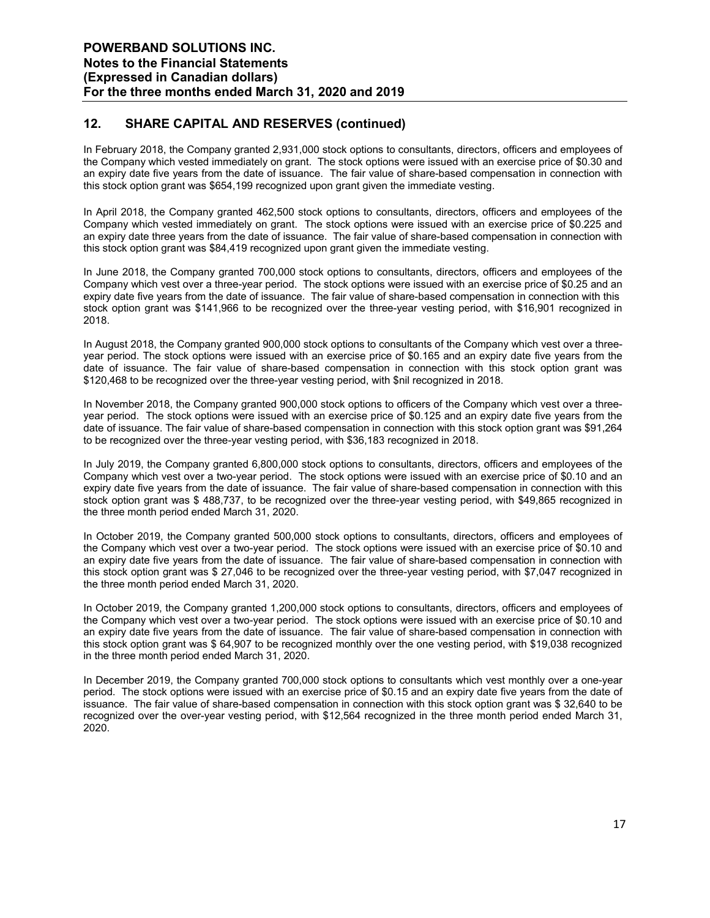## 12. SHARE CAPITAL AND RESERVES (continued)

In February 2018, the Company granted 2,931,000 stock options to consultants, directors, officers and employees of the Company which vested immediately on grant. The stock options were issued with an exercise price of $0.30 and an expiry date five years from the date of issuance. The fair value of share-based compensation in connection with this stock option grant was $654,199 recognized upon grant given the immediate vesting.

In April 2018, the Company granted 462,500 stock options to consultants, directors, officers and employees of the Company which vested immediately on grant. The stock options were issued with an exercise price of $0.225 and an expiry date three years from the date of issuance. The fair value of share-based compensation in connection with this stock option grant was $84,419 recognized upon grant given the immediate vesting.

In June 2018, the Company granted 700,000 stock options to consultants, directors, officers and employees of the Company which vest over a three-year period. The stock options were issued with an exercise price of $0.25 and an expiry date five years from the date of issuance. The fair value of share-based compensation in connection with this stock option grant was $141,966 to be recognized over the three-year vesting period, with $16,901 recognized in 2018.

In August 2018, the Company granted 900,000 stock options to consultants of the Company which vest over a three-year period. The stock options were issued with an exercise price of $0.165 and an expiry date five years from the date of issuance. The fair value of share-based compensation in connection with this stock option grant was $120,468 to be recognized over the three-year vesting period, with $nil recognized in 2018.

In November 2018, the Company granted 900,000 stock options to officers of the Company which vest over a three-year period. The stock options were issued with an exercise price of $0.125 and an expiry date five years from the date of issuance. The fair value of share-based compensation in connection with this stock option grant was $91,264 to be recognized over the three-year vesting period, with $36,183 recognized in 2018.

In July 2019, the Company granted 6,800,000 stock options to consultants, directors, officers and employees of the Company which vest over a two-year period. The stock options were issued with an exercise price of $0.10 and an expiry date five years from the date of issuance. The fair value of share-based compensation in connection with this stock option grant was $ 488,737, to be recognized over the three-year vesting period, with $49,865 recognized in the three month period ended March 31, 2020.

In October 2019, the Company granted 500,000 stock options to consultants, directors, officers and employees of the Company which vest over a two-year period. The stock options were issued with an exercise price of $0.10 and an expiry date five years from the date of issuance. The fair value of share-based compensation in connection with this stock option grant was $ 27,046 to be recognized over the three-year vesting period, with $7,047 recognized in the three month period ended March 31, 2020.

In October 2019, the Company granted 1,200,000 stock options to consultants, directors, officers and employees of the Company which vest over a two-year period. The stock options were issued with an exercise price of $0.10 and an expiry date five years from the date of issuance. The fair value of share-based compensation in connection with this stock option grant was $ 64,907 to be recognized monthly over the one vesting period, with $19,038 recognized in the three month period ended March 31, 2020.

In December 2019, the Company granted 700,000 stock options to consultants which vest monthly over a one-year period. The stock options were issued with an exercise price of $0.15 and an expiry date five years from the date of issuance. The fair value of share-based compensation in connection with this stock option grant was $ 32,640 to be recognized over the over-year vesting period, with $12,564 recognized in the three month period ended March 31, 2020.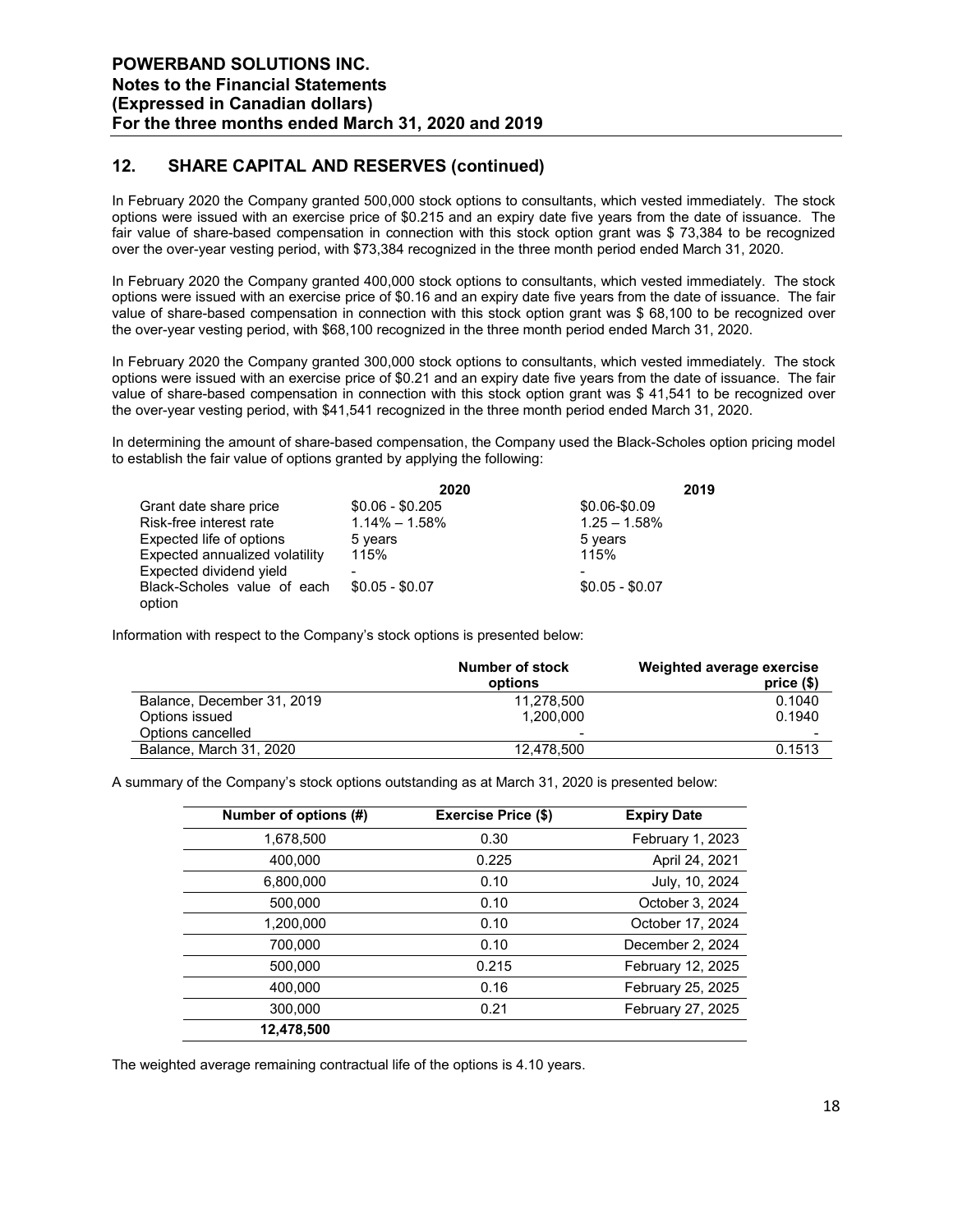## 12. SHARE CAPITAL AND RESERVES (continued)

In February 2020 the Company granted 500,000 stock options to consultants, which vested immediately. The stock options were issued with an exercise price of $0.215 and an expiry date five years from the date of issuance. The fair value of share-based compensation in connection with this stock option grant was $ 73,384 to be recognized over the over-year vesting period, with $73,384 recognized in the three month period ended March 31, 2020.

In February 2020 the Company granted 400,000 stock options to consultants, which vested immediately. The stock options were issued with an exercise price of $0.16 and an expiry date five years from the date of issuance. The fair value of share-based compensation in connection with this stock option grant was $ 68,100 to be recognized over the over-year vesting period, with $68,100 recognized in the three month period ended March 31, 2020.

In February 2020 the Company granted 300,000 stock options to consultants, which vested immediately. The stock options were issued with an exercise price of $0.21 and an expiry date five years from the date of issuance. The fair value of share-based compensation in connection with this stock option grant was $ 41,541 to be recognized over the over-year vesting period, with $41,541 recognized in the three month period ended March 31, 2020.

In determining the amount of share-based compensation, the Company used the Black-Scholes option pricing model to establish the fair value of options granted by applying the following:

| | 2020 | 2019 |
|---|---|---|
| Grant date share price | $0.06 - $0.205 | $0.06-$0.09 |
| Risk-free interest rate | 1.14% – 1.58% | 1.25 – 1.58% |
| Expected life of options | 5 years | 5 years |
| Expected annualized volatility | 115% | 115% |
| Expected dividend yield | - | - |
| Black-Scholes value of each option | $0.05 - $0.07 | $0.05 - $0.07 |

Information with respect to the Company's stock options is presented below:

| | Number of stock options | Weighted average exercise price ($) |
|---|---|---|
| Balance, December 31, 2019 | 11,278,500 | 0.1040 |
| Options issued | 1,200,000 | 0.1940 |
| Options cancelled | - | - |
| Balance, March 31, 2020 | 12,478,500 | 0.1513 |

A summary of the Company's stock options outstanding as at March 31, 2020 is presented below:

| Number of options (#) | Exercise Price ($) | Expiry Date |
|---|---|---|
| 1,678,500 | 0.30 | February 1, 2023 |
| 400,000 | 0.225 | April 24, 2021 |
| 6,800,000 | 0.10 | July, 10, 2024 |
| 500,000 | 0.10 | October 3, 2024 |
| 1,200,000 | 0.10 | October 17, 2024 |
| 700,000 | 0.10 | December 2, 2024 |
| 500,000 | 0.215 | February 12, 2025 |
| 400,000 | 0.16 | February 25, 2025 |
| 300,000 | 0.21 | February 27, 2025 |
| **12,478,500** | | |

The weighted average remaining contractual life of the options is 4.10 years.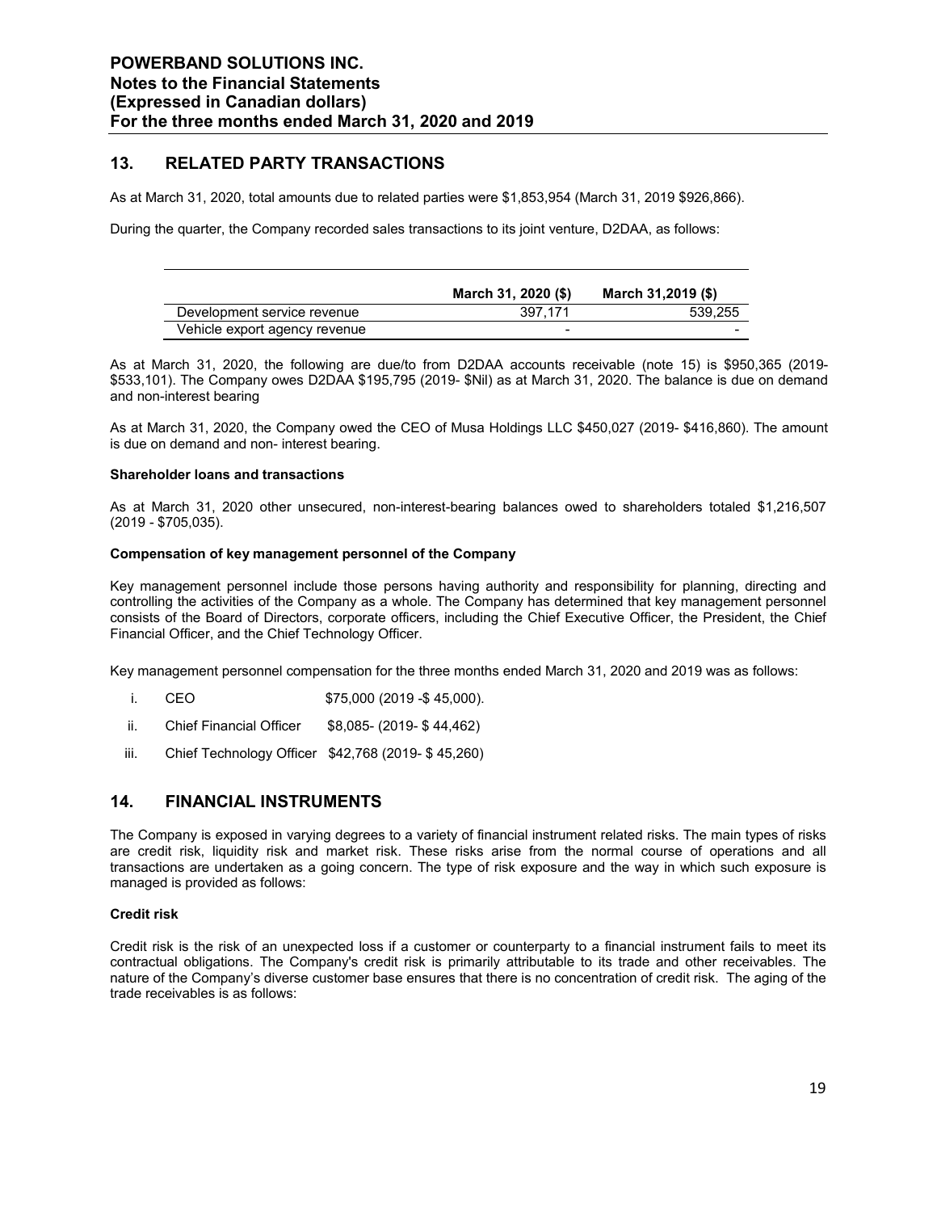## 13. RELATED PARTY TRANSACTIONS

As at March 31, 2020, total amounts due to related parties were $1,853,954 (March 31, 2019 $926,866).

During the quarter, the Company recorded sales transactions to its joint venture, D2DAA, as follows:

| | March 31, 2020 ($) | March 31,2019 ($) |
|---|---|---|
| Development service revenue | 397,171 | 539,255 |
| Vehicle export agency revenue | - | - |

As at March 31, 2020, the following are due/to from D2DAA accounts receivable (note 15) is $950,365 (2019- $533,101). The Company owes D2DAA $195,795 (2019- $Nil) as at March 31, 2020. The balance is due on demand and non-interest bearing

As at March 31, 2020, the Company owed the CEO of Musa Holdings LLC $450,027 (2019- $416,860). The amount is due on demand and non- interest bearing.

**Shareholder loans and transactions**

As at March 31, 2020 other unsecured, non-interest-bearing balances owed to shareholders totaled $1,216,507 (2019 - $705,035).

**Compensation of key management personnel of the Company**

Key management personnel include those persons having authority and responsibility for planning, directing and controlling the activities of the Company as a whole. The Company has determined that key management personnel consists of the Board of Directors, corporate officers, including the Chief Executive Officer, the President, the Chief Financial Officer, and the Chief Technology Officer.

Key management personnel compensation for the three months ended March 31, 2020 and 2019 was as follows:

i. CEO $75,000 (2019 -$ 45,000).

ii. Chief Financial Officer $8,085- (2019- $ 44,462)

iii. Chief Technology Officer $42,768 (2019- $ 45,260)

## 14. FINANCIAL INSTRUMENTS

The Company is exposed in varying degrees to a variety of financial instrument related risks. The main types of risks are credit risk, liquidity risk and market risk. These risks arise from the normal course of operations and all transactions are undertaken as a going concern. The type of risk exposure and the way in which such exposure is managed is provided as follows:

**Credit risk**

Credit risk is the risk of an unexpected loss if a customer or counterparty to a financial instrument fails to meet its contractual obligations. The Company's credit risk is primarily attributable to its trade and other receivables. The nature of the Company's diverse customer base ensures that there is no concentration of credit risk. The aging of the trade receivables is as follows: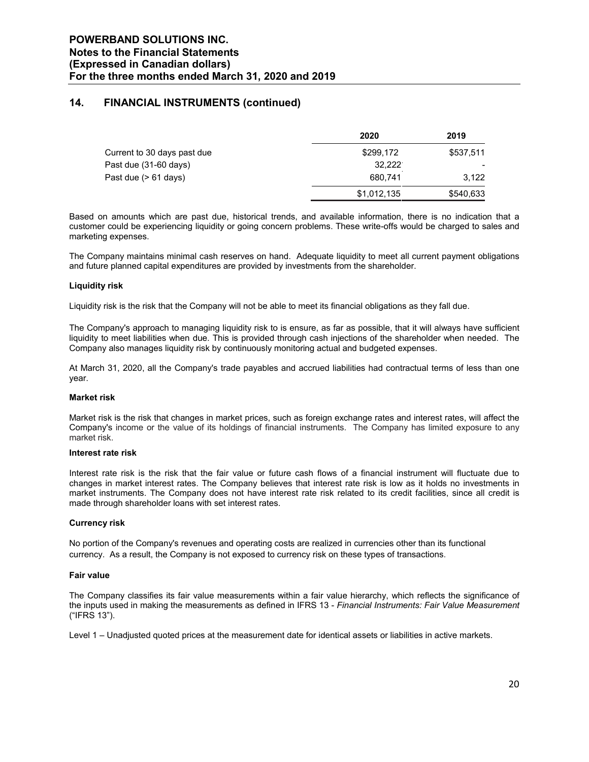## 14. FINANCIAL INSTRUMENTS (continued)

| | 2020 | 2019 |
|---|---|---|
| Current to 30 days past due | $299,172 | $537,511 |
| Past due (31-60 days) | 32,222 | - |
| Past due (> 61 days) | 680,741 | 3,122 |
| | $1,012,135 | $540,633 |

Based on amounts which are past due, historical trends, and available information, there is no indication that a customer could be experiencing liquidity or going concern problems. These write-offs would be charged to sales and marketing expenses.

The Company maintains minimal cash reserves on hand. Adequate liquidity to meet all current payment obligations and future planned capital expenditures are provided by investments from the shareholder.

**Liquidity risk**

Liquidity risk is the risk that the Company will not be able to meet its financial obligations as they fall due.

The Company's approach to managing liquidity risk to is ensure, as far as possible, that it will always have sufficient liquidity to meet liabilities when due. This is provided through cash injections of the shareholder when needed. The Company also manages liquidity risk by continuously monitoring actual and budgeted expenses.

At March 31, 2020, all the Company's trade payables and accrued liabilities had contractual terms of less than one year.

**Market risk**

Market risk is the risk that changes in market prices, such as foreign exchange rates and interest rates, will affect the Company's income or the value of its holdings of financial instruments. The Company has limited exposure to any market risk.

**Interest rate risk**

Interest rate risk is the risk that the fair value or future cash flows of a financial instrument will fluctuate due to changes in market interest rates. The Company believes that interest rate risk is low as it holds no investments in market instruments. The Company does not have interest rate risk related to its credit facilities, since all credit is made through shareholder loans with set interest rates.

**Currency risk**

No portion of the Company's revenues and operating costs are realized in currencies other than its functional currency. As a result, the Company is not exposed to currency risk on these types of transactions.

**Fair value**

The Company classifies its fair value measurements within a fair value hierarchy, which reflects the significance of the inputs used in making the measurements as defined in IFRS 13 - *Financial Instruments: Fair Value Measurement* ("IFRS 13").

Level 1 – Unadjusted quoted prices at the measurement date for identical assets or liabilities in active markets.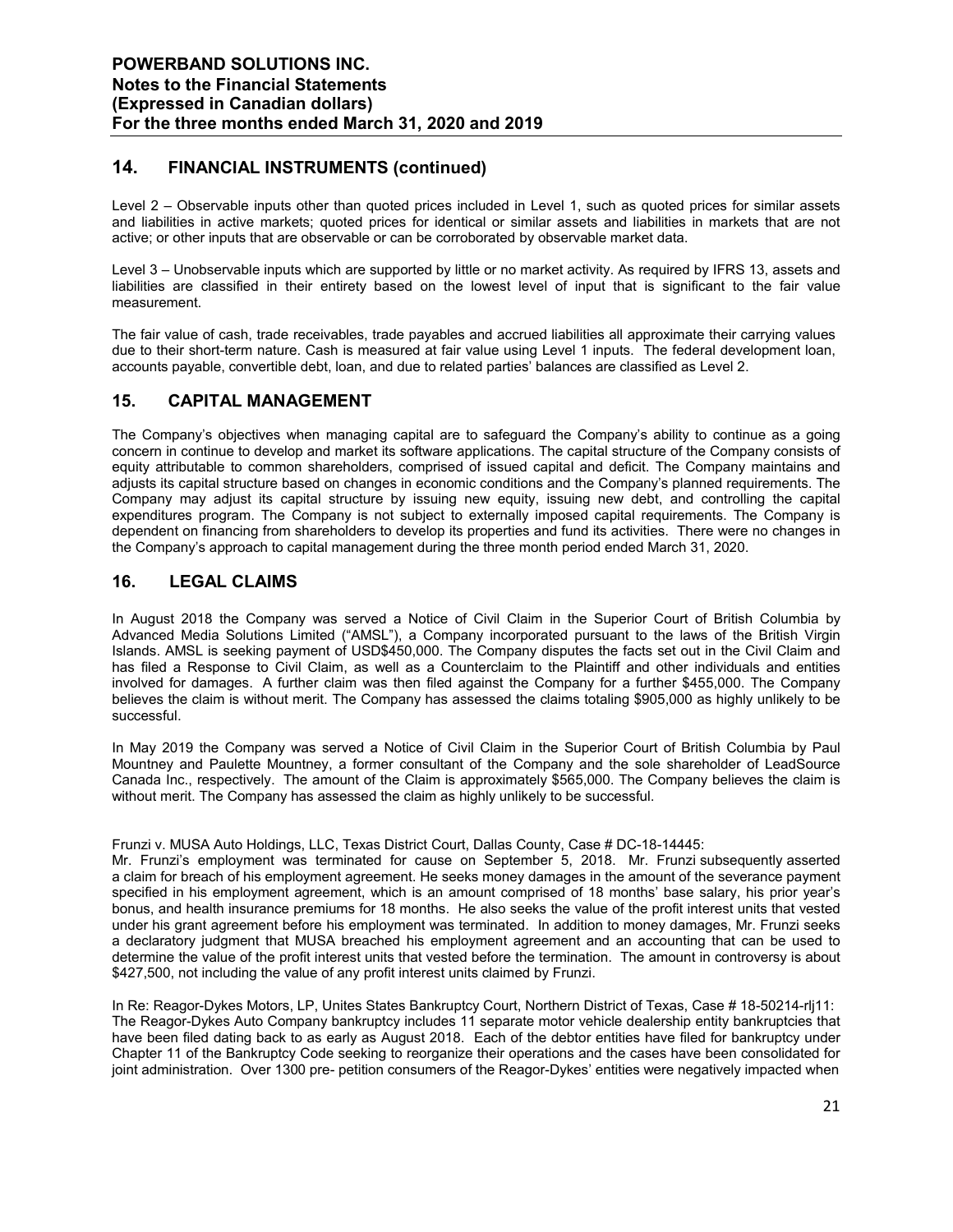## 14. FINANCIAL INSTRUMENTS (continued)

Level 2 – Observable inputs other than quoted prices included in Level 1, such as quoted prices for similar assets and liabilities in active markets; quoted prices for identical or similar assets and liabilities in markets that are not active; or other inputs that are observable or can be corroborated by observable market data.

Level 3 – Unobservable inputs which are supported by little or no market activity. As required by IFRS 13, assets and liabilities are classified in their entirety based on the lowest level of input that is significant to the fair value measurement.

The fair value of cash, trade receivables, trade payables and accrued liabilities all approximate their carrying values due to their short-term nature. Cash is measured at fair value using Level 1 inputs. The federal development loan, accounts payable, convertible debt, loan, and due to related parties' balances are classified as Level 2.

## 15. CAPITAL MANAGEMENT

The Company's objectives when managing capital are to safeguard the Company's ability to continue as a going concern in continue to develop and market its software applications. The capital structure of the Company consists of equity attributable to common shareholders, comprised of issued capital and deficit. The Company maintains and adjusts its capital structure based on changes in economic conditions and the Company's planned requirements. The Company may adjust its capital structure by issuing new equity, issuing new debt, and controlling the capital expenditures program. The Company is not subject to externally imposed capital requirements. The Company is dependent on financing from shareholders to develop its properties and fund its activities. There were no changes in the Company's approach to capital management during the three month period ended March 31, 2020.

## 16. LEGAL CLAIMS

In August 2018 the Company was served a Notice of Civil Claim in the Superior Court of British Columbia by Advanced Media Solutions Limited ("AMSL"), a Company incorporated pursuant to the laws of the British Virgin Islands. AMSL is seeking payment of USD$450,000. The Company disputes the facts set out in the Civil Claim and has filed a Response to Civil Claim, as well as a Counterclaim to the Plaintiff and other individuals and entities involved for damages. A further claim was then filed against the Company for a further $455,000. The Company believes the claim is without merit. The Company has assessed the claims totaling $905,000 as highly unlikely to be successful.

In May 2019 the Company was served a Notice of Civil Claim in the Superior Court of British Columbia by Paul Mountney and Paulette Mountney, a former consultant of the Company and the sole shareholder of LeadSource Canada Inc., respectively. The amount of the Claim is approximately $565,000. The Company believes the claim is without merit. The Company has assessed the claim as highly unlikely to be successful.

Frunzi v. MUSA Auto Holdings, LLC, Texas District Court, Dallas County, Case # DC-18-14445:
Mr. Frunzi's employment was terminated for cause on September 5, 2018. Mr. Frunzi subsequently asserted a claim for breach of his employment agreement. He seeks money damages in the amount of the severance payment specified in his employment agreement, which is an amount comprised of 18 months' base salary, his prior year's bonus, and health insurance premiums for 18 months. He also seeks the value of the profit interest units that vested under his grant agreement before his employment was terminated. In addition to money damages, Mr. Frunzi seeks a declaratory judgment that MUSA breached his employment agreement and an accounting that can be used to determine the value of the profit interest units that vested before the termination. The amount in controversy is about $427,500, not including the value of any profit interest units claimed by Frunzi.

In Re: Reagor-Dykes Motors, LP, Unites States Bankruptcy Court, Northern District of Texas, Case # 18-50214-rlj11:
The Reagor-Dykes Auto Company bankruptcy includes 11 separate motor vehicle dealership entity bankruptcies that have been filed dating back to as early as August 2018. Each of the debtor entities have filed for bankruptcy under Chapter 11 of the Bankruptcy Code seeking to reorganize their operations and the cases have been consolidated for joint administration. Over 1300 pre- petition consumers of the Reagor-Dykes' entities were negatively impacted when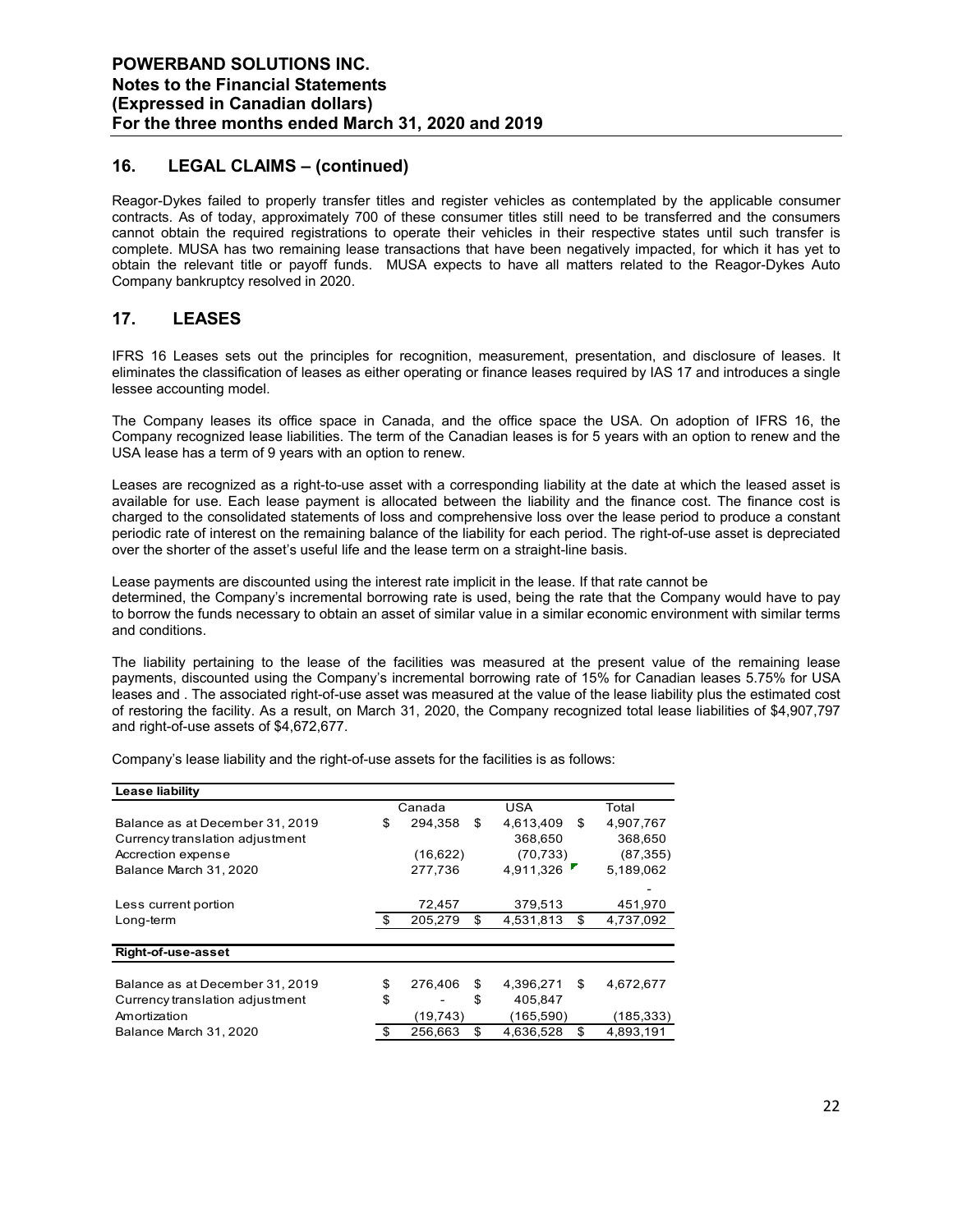## 16. LEGAL CLAIMS – (continued)

Reagor-Dykes failed to properly transfer titles and register vehicles as contemplated by the applicable consumer contracts. As of today, approximately 700 of these consumer titles still need to be transferred and the consumers cannot obtain the required registrations to operate their vehicles in their respective states until such transfer is complete. MUSA has two remaining lease transactions that have been negatively impacted, for which it has yet to obtain the relevant title or payoff funds. MUSA expects to have all matters related to the Reagor-Dykes Auto Company bankruptcy resolved in 2020.

## 17. LEASES

IFRS 16 Leases sets out the principles for recognition, measurement, presentation, and disclosure of leases. It eliminates the classification of leases as either operating or finance leases required by IAS 17 and introduces a single lessee accounting model.

The Company leases its office space in Canada, and the office space the USA. On adoption of IFRS 16, the Company recognized lease liabilities. The term of the Canadian leases is for 5 years with an option to renew and the USA lease has a term of 9 years with an option to renew.

Leases are recognized as a right-to-use asset with a corresponding liability at the date at which the leased asset is available for use. Each lease payment is allocated between the liability and the finance cost. The finance cost is charged to the consolidated statements of loss and comprehensive loss over the lease period to produce a constant periodic rate of interest on the remaining balance of the liability for each period. The right-of-use asset is depreciated over the shorter of the asset's useful life and the lease term on a straight-line basis.

Lease payments are discounted using the interest rate implicit in the lease. If that rate cannot be determined, the Company's incremental borrowing rate is used, being the rate that the Company would have to pay to borrow the funds necessary to obtain an asset of similar value in a similar economic environment with similar terms and conditions.

The liability pertaining to the lease of the facilities was measured at the present value of the remaining lease payments, discounted using the Company's incremental borrowing rate of 15% for Canadian leases 5.75% for USA leases and . The associated right-of-use asset was measured at the value of the lease liability plus the estimated cost of restoring the facility. As a result, on March 31, 2020, the Company recognized total lease liabilities of $4,907,797 and right-of-use assets of $4,672,677.

Company's lease liability and the right-of-use assets for the facilities is as follows:

| **Lease liability** | Canada | USA | Total |
|---|---|---|---|
| Balance as at December 31, 2019 | $ 294,358 | $ 4,613,409 | $ 4,907,767 |
| Currency translation adjustment | | 368,650 | 368,650 |
| Accrection expense | (16,622) | (70,733) | (87,355) |
| Balance March 31, 2020 | 277,736 | 4,911,326 | 5,189,062 |
| | | | - |
| Less current portion | 72,457 | 379,513 | 451,970 |
| Long-term | $ 205,279 | $ 4,531,813 | $ 4,737,092 |

| **Right-of-use-asset** | Canada | USA | Total |
|---|---|---|---|
| Balance as at December 31, 2019 | $ 276,406 | $ 4,396,271 | $ 4,672,677 |
| Currency translation adjustment | $ - | $ 405,847 | |
| Amortization | (19,743) | (165,590) | (185,333) |
| Balance March 31, 2020 | $ 256,663 | $ 4,636,528 | $ 4,893,191 |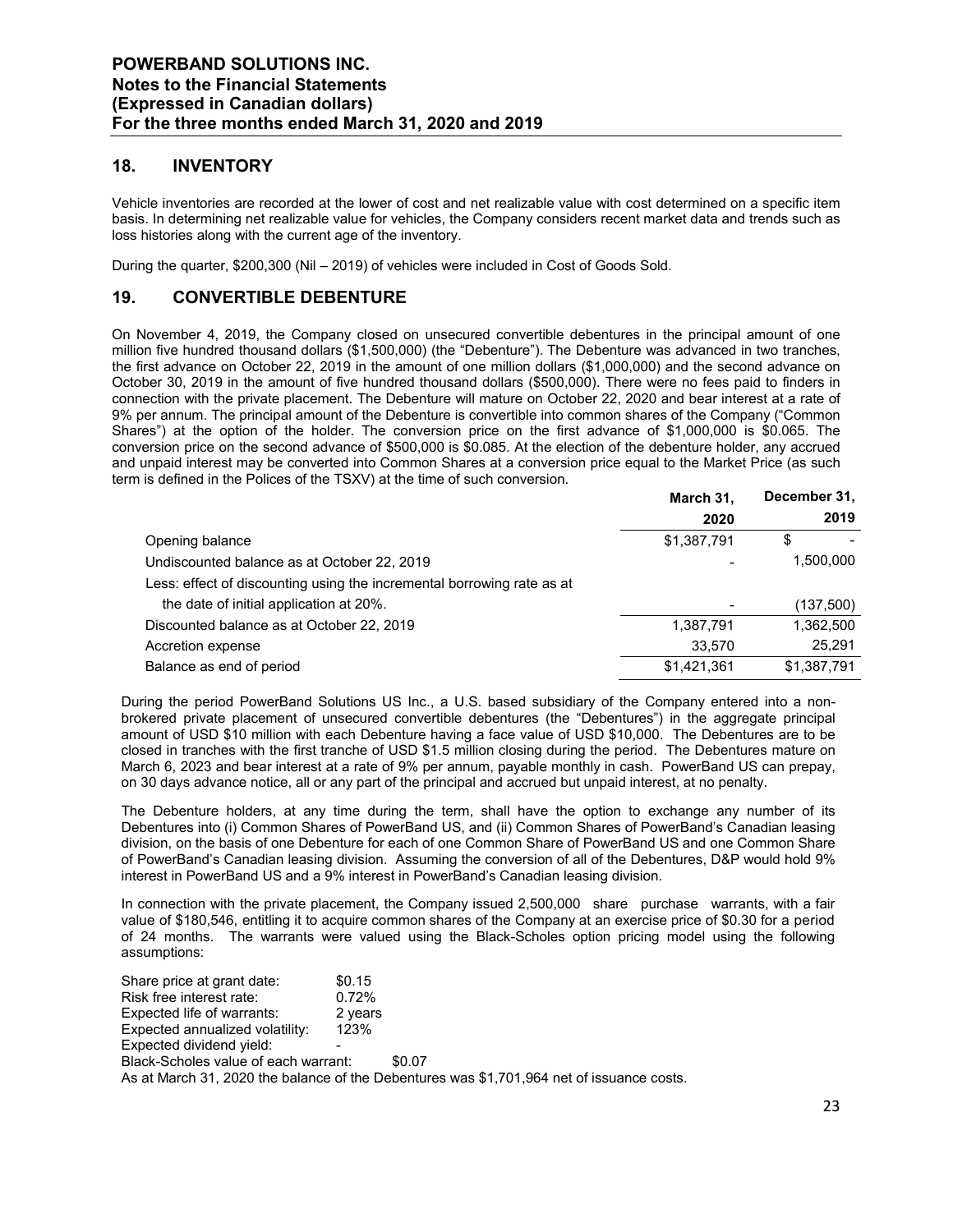## 18. INVENTORY

Vehicle inventories are recorded at the lower of cost and net realizable value with cost determined on a specific item basis. In determining net realizable value for vehicles, the Company considers recent market data and trends such as loss histories along with the current age of the inventory.

During the quarter, $200,300 (Nil – 2019) of vehicles were included in Cost of Goods Sold.

## 19. CONVERTIBLE DEBENTURE

On November 4, 2019, the Company closed on unsecured convertible debentures in the principal amount of one million five hundred thousand dollars ($1,500,000) (the "Debenture"). The Debenture was advanced in two tranches, the first advance on October 22, 2019 in the amount of one million dollars ($1,000,000) and the second advance on October 30, 2019 in the amount of five hundred thousand dollars ($500,000). There were no fees paid to finders in connection with the private placement. The Debenture will mature on October 22, 2020 and bear interest at a rate of 9% per annum. The principal amount of the Debenture is convertible into common shares of the Company ("Common Shares") at the option of the holder. The conversion price on the first advance of $1,000,000 is $0.065. The conversion price on the second advance of $500,000 is $0.085. At the election of the debenture holder, any accrued and unpaid interest may be converted into Common Shares at a conversion price equal to the Market Price (as such term is defined in the Polices of the TSXV) at the time of such conversion.

| | March 31, 2020 | December 31, 2019 |
|---|---|---|
| Opening balance | $1,387,791 | $ - |
| Undiscounted balance as at October 22, 2019 | - | 1,500,000 |
| Less: effect of discounting using the incremental borrowing rate as at the date of initial application at 20%. | - | (137,500) |
| Discounted balance as at October 22, 2019 | 1,387,791 | 1,362,500 |
| Accretion expense | 33,570 | 25,291 |
| Balance as end of period | $1,421,361 | $1,387,791 |

During the period PowerBand Solutions US Inc., a U.S. based subsidiary of the Company entered into a non-brokered private placement of unsecured convertible debentures (the "Debentures") in the aggregate principal amount of USD $10 million with each Debenture having a face value of USD $10,000. The Debentures are to be closed in tranches with the first tranche of USD $1.5 million closing during the period. The Debentures mature on March 6, 2023 and bear interest at a rate of 9% per annum, payable monthly in cash. PowerBand US can prepay, on 30 days advance notice, all or any part of the principal and accrued but unpaid interest, at no penalty.

The Debenture holders, at any time during the term, shall have the option to exchange any number of its Debentures into (i) Common Shares of PowerBand US, and (ii) Common Shares of PowerBand's Canadian leasing division, on the basis of one Debenture for each of one Common Share of PowerBand US and one Common Share of PowerBand's Canadian leasing division. Assuming the conversion of all of the Debentures, D&P would hold 9% interest in PowerBand US and a 9% interest in PowerBand's Canadian leasing division.

In connection with the private placement, the Company issued 2,500,000 share purchase warrants, with a fair value of $180,546, entitling it to acquire common shares of the Company at an exercise price of $0.30 for a period of 24 months. The warrants were valued using the Black-Scholes option pricing model using the following assumptions:

| | |
|---|---|
| Share price at grant date: | $0.15 |
| Risk free interest rate: | 0.72% |
| Expected life of warrants: | 2 years |
| Expected annualized volatility: | 123% |
| Expected dividend yield: | - |
| Black-Scholes value of each warrant: | $0.07 |

As at March 31, 2020 the balance of the Debentures was $1,701,964 net of issuance costs.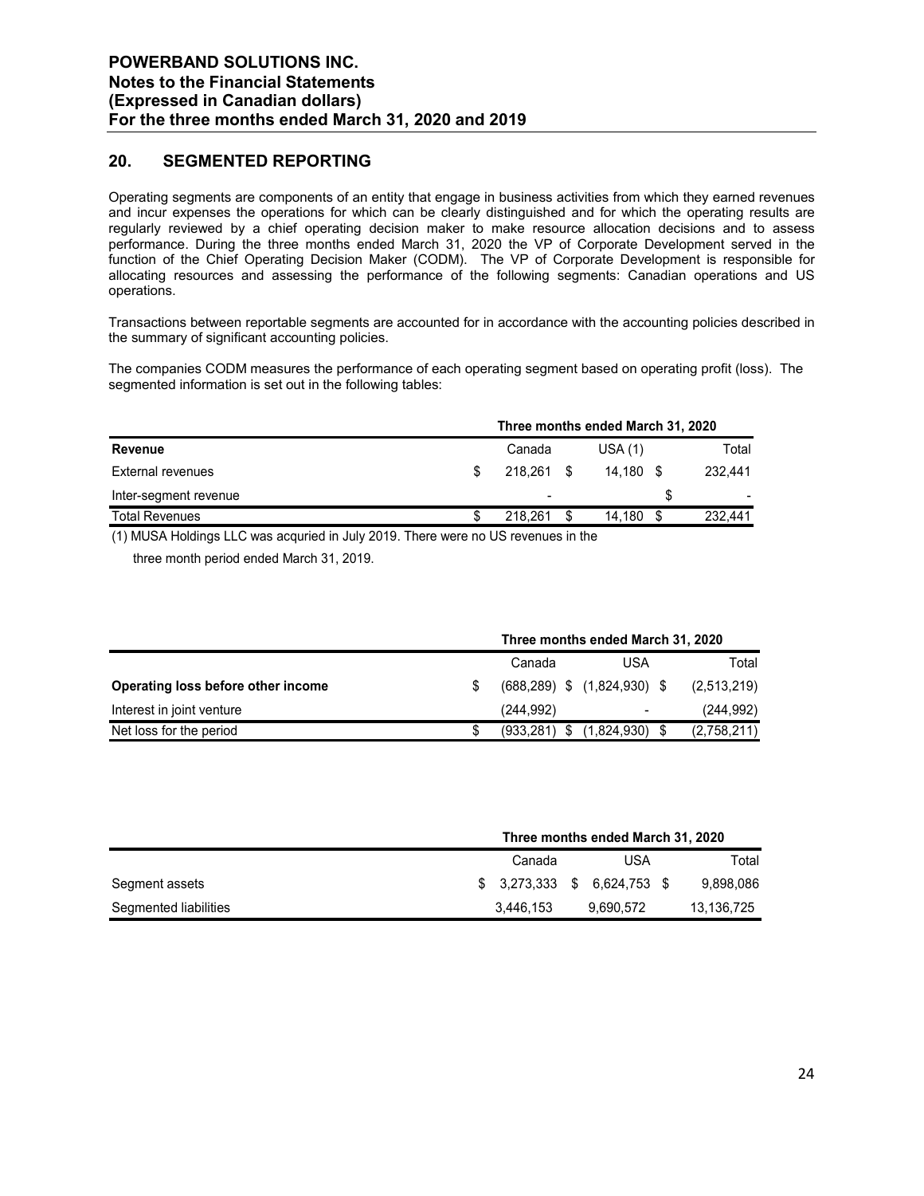## 20. SEGMENTED REPORTING

Operating segments are components of an entity that engage in business activities from which they earned revenues and incur expenses the operations for which can be clearly distinguished and for which the operating results are regularly reviewed by a chief operating decision maker to make resource allocation decisions and to assess performance. During the three months ended March 31, 2020 the VP of Corporate Development served in the function of the Chief Operating Decision Maker (CODM). The VP of Corporate Development is responsible for allocating resources and assessing the performance of the following segments: Canadian operations and US operations.

Transactions between reportable segments are accounted for in accordance with the accounting policies described in the summary of significant accounting policies.

The companies CODM measures the performance of each operating segment based on operating profit (loss). The segmented information is set out in the following tables:

| | Three months ended March 31, 2020 | | |
|---|---|---|---|
| **Revenue** | Canada | USA (1) | Total |
| External revenues | $ 218,261 | $ 14,180 | $ 232,441 |
| Inter-segment revenue | - | | $ - |
| Total Revenues | $ 218,261 | $ 14,180 | $ 232,441 |

(1) MUSA Holdings LLC was acquried in July 2019. There were no US revenues in the three month period ended March 31, 2019.

| | Three months ended March 31, 2020 | | |
|---|---|---|---|
| | Canada | USA | Total |
| **Operating loss before other income** | $ (688,289) | $ (1,824,930) | $ (2,513,219) |
| Interest in joint venture | (244,992) | - | (244,992) |
| Net loss for the period | $ (933,281) | $ (1,824,930) | $ (2,758,211) |

| | Three months ended March 31, 2020 | | |
|---|---|---|---|
| | Canada | USA | Total |
| Segment assets | $ 3,273,333 | $ 6,624,753 | $ 9,898,086 |
| Segmented liabilities | 3,446,153 | 9,690,572 | 13,136,725 |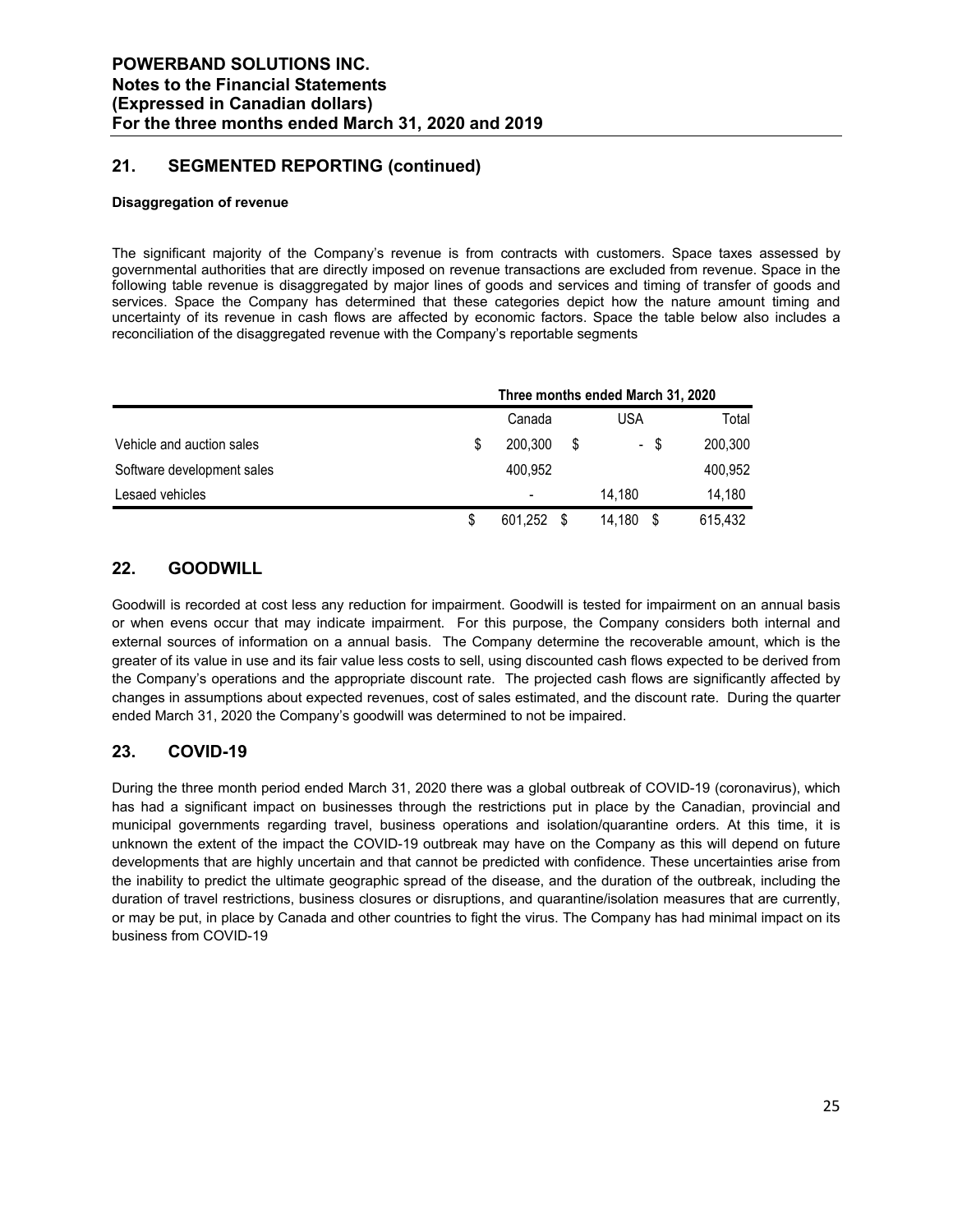## 21. SEGMENTED REPORTING (continued)

**Disaggregation of revenue**

The significant majority of the Company's revenue is from contracts with customers. Space taxes assessed by governmental authorities that are directly imposed on revenue transactions are excluded from revenue. Space in the following table revenue is disaggregated by major lines of goods and services and timing of transfer of goods and services. Space the Company has determined that these categories depict how the nature amount timing and uncertainty of its revenue in cash flows are affected by economic factors. Space the table below also includes a reconciliation of the disaggregated revenue with the Company's reportable segments

| | Three months ended March 31, 2020 | | |
|---|---|---|---|
| | Canada | USA | Total |
| Vehicle and auction sales | $ 200,300 | $ - | $ 200,300 |
| Software development sales | 400,952 | | 400,952 |
| Lesaed vehicles | - | 14,180 | 14,180 |
| | $ 601,252 | $ 14,180 | $ 615,432 |

## 22. GOODWILL

Goodwill is recorded at cost less any reduction for impairment. Goodwill is tested for impairment on an annual basis or when evens occur that may indicate impairment. For this purpose, the Company considers both internal and external sources of information on a annual basis. The Company determine the recoverable amount, which is the greater of its value in use and its fair value less costs to sell, using discounted cash flows expected to be derived from the Company's operations and the appropriate discount rate. The projected cash flows are significantly affected by changes in assumptions about expected revenues, cost of sales estimated, and the discount rate. During the quarter ended March 31, 2020 the Company's goodwill was determined to not be impaired.

## 23. COVID-19

During the three month period ended March 31, 2020 there was a global outbreak of COVID-19 (coronavirus), which has had a significant impact on businesses through the restrictions put in place by the Canadian, provincial and municipal governments regarding travel, business operations and isolation/quarantine orders. At this time, it is unknown the extent of the impact the COVID-19 outbreak may have on the Company as this will depend on future developments that are highly uncertain and that cannot be predicted with confidence. These uncertainties arise from the inability to predict the ultimate geographic spread of the disease, and the duration of the outbreak, including the duration of travel restrictions, business closures or disruptions, and quarantine/isolation measures that are currently, or may be put, in place by Canada and other countries to fight the virus. The Company has had minimal impact on its business from COVID-19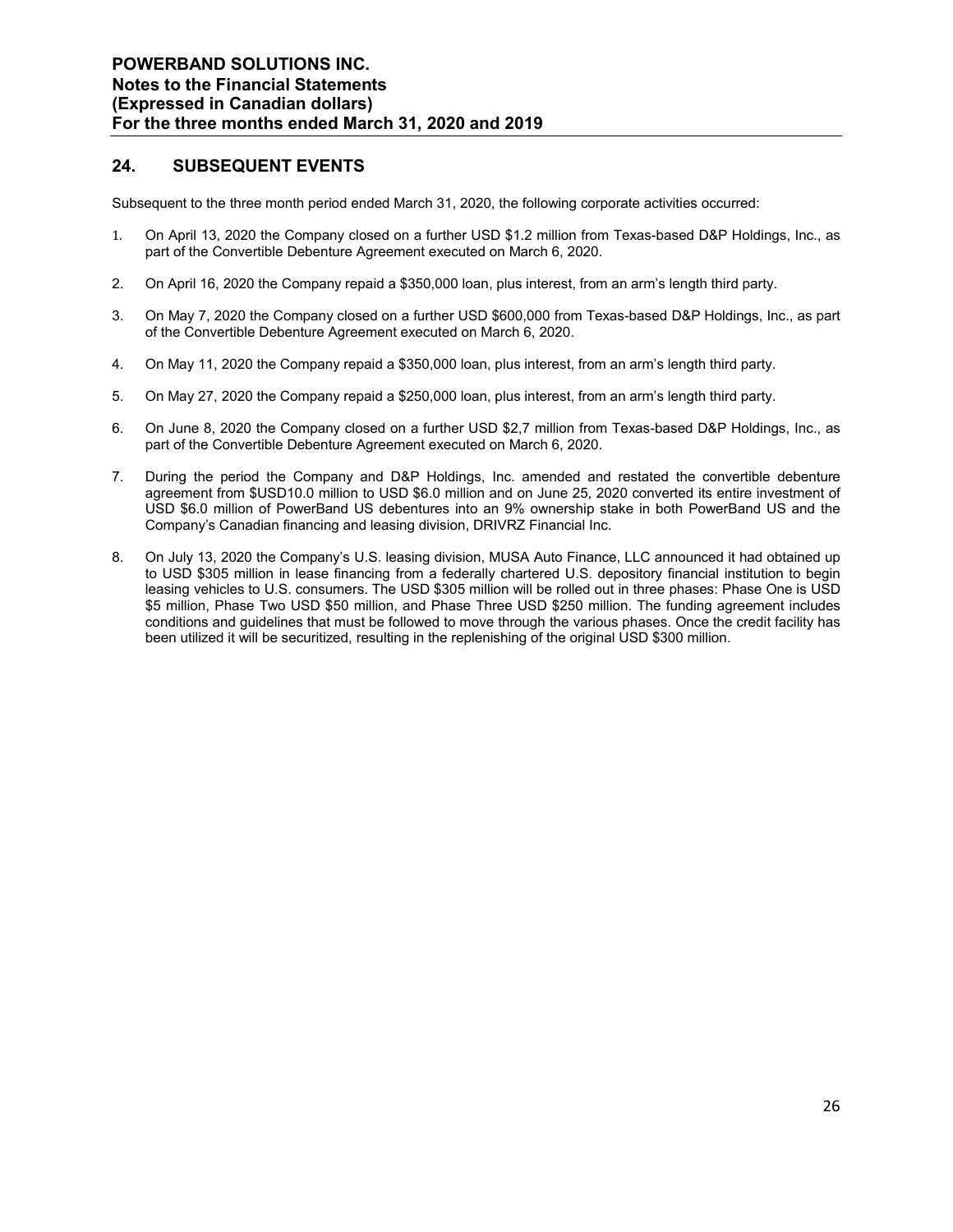## 24. SUBSEQUENT EVENTS

Subsequent to the three month period ended March 31, 2020, the following corporate activities occurred:

1. On April 13, 2020 the Company closed on a further USD $1.2 million from Texas-based D&P Holdings, Inc., as part of the Convertible Debenture Agreement executed on March 6, 2020.

2. On April 16, 2020 the Company repaid a $350,000 loan, plus interest, from an arm's length third party.

3. On May 7, 2020 the Company closed on a further USD $600,000 from Texas-based D&P Holdings, Inc., as part of the Convertible Debenture Agreement executed on March 6, 2020.

4. On May 11, 2020 the Company repaid a $350,000 loan, plus interest, from an arm's length third party.

5. On May 27, 2020 the Company repaid a $250,000 loan, plus interest, from an arm's length third party.

6. On June 8, 2020 the Company closed on a further USD $2,7 million from Texas-based D&P Holdings, Inc., as part of the Convertible Debenture Agreement executed on March 6, 2020.

7. During the period the Company and D&P Holdings, Inc. amended and restated the convertible debenture agreement from $USD10.0 million to USD $6.0 million and on June 25, 2020 converted its entire investment of USD $6.0 million of PowerBand US debentures into an 9% ownership stake in both PowerBand US and the Company's Canadian financing and leasing division, DRIVRZ Financial Inc.

8. On July 13, 2020 the Company's U.S. leasing division, MUSA Auto Finance, LLC announced it had obtained up to USD $305 million in lease financing from a federally chartered U.S. depository financial institution to begin leasing vehicles to U.S. consumers. The USD $305 million will be rolled out in three phases: Phase One is USD $5 million, Phase Two USD $50 million, and Phase Three USD $250 million. The funding agreement includes conditions and guidelines that must be followed to move through the various phases. Once the credit facility has been utilized it will be securitized, resulting in the replenishing of the original USD $300 million.